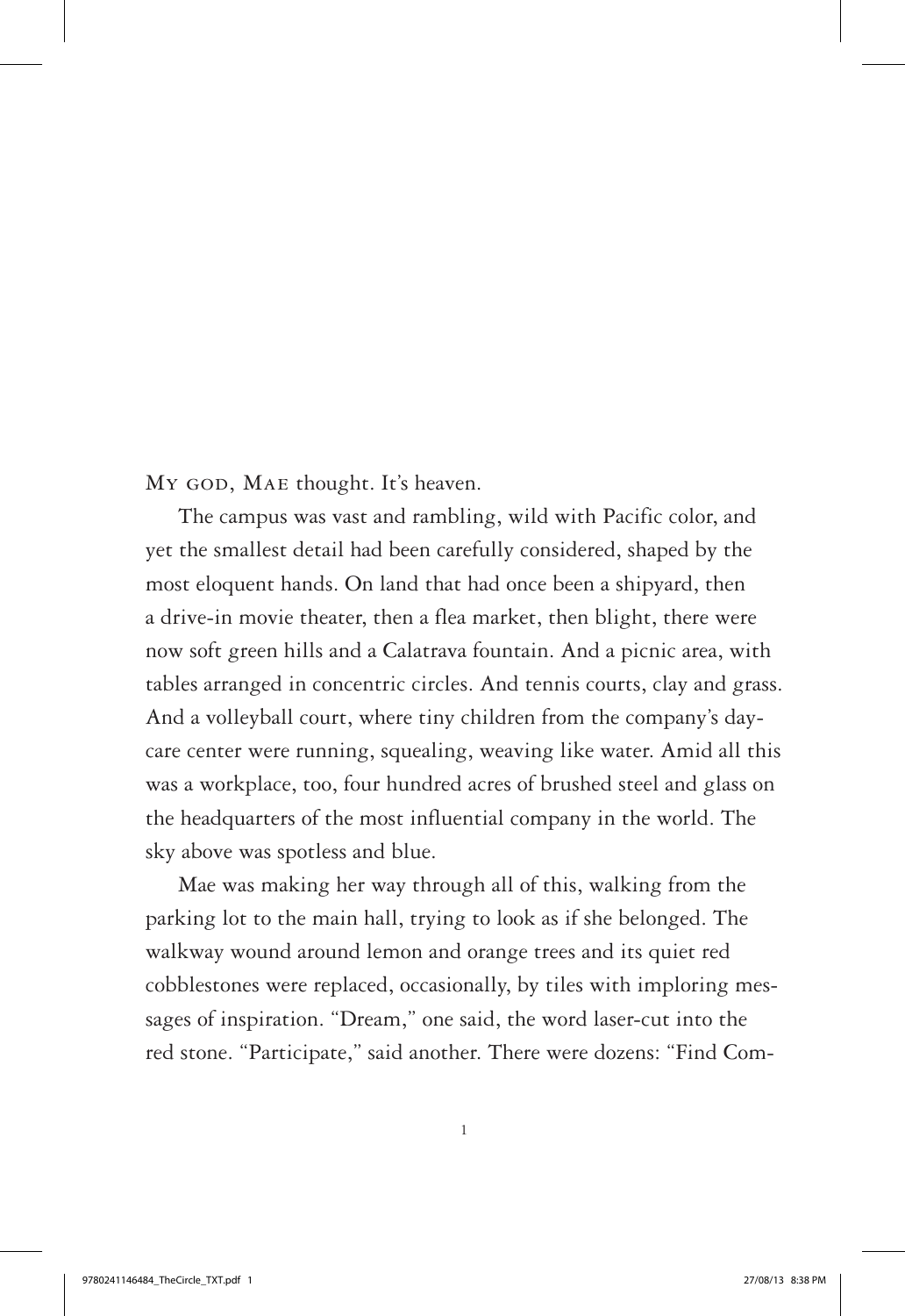MY GOD, MAE thought. It's heaven.

The campus was vast and rambling, wild with Pacific color, and yet the smallest detail had been carefully considered, shaped by the most eloquent hands. On land that had once been a shipyard, then a drive-in movie theater, then a flea market, then blight, there were now soft green hills and a Calatrava fountain. And a picnic area, with tables arranged in concentric circles. And tennis courts, clay and grass. And a volleyball court, where tiny children from the company's day-care center were running, squealing, weaving like water. Amid all this was a workplace, too, four hundred acres of brushed steel and glass on the headquarters of the most influential company in the world. The sky above was spotless and blue.

Mae was making her way through all of this, walking from the parking lot to the main hall, trying to look as if she belonged. The walkway wound around lemon and orange trees and its quiet red cobblestones were replaced, occasionally, by tiles with imploring messages of inspiration. "Dream," one said, the word laser-cut into the red stone. "Participate," said another. There were dozens: "Find Com-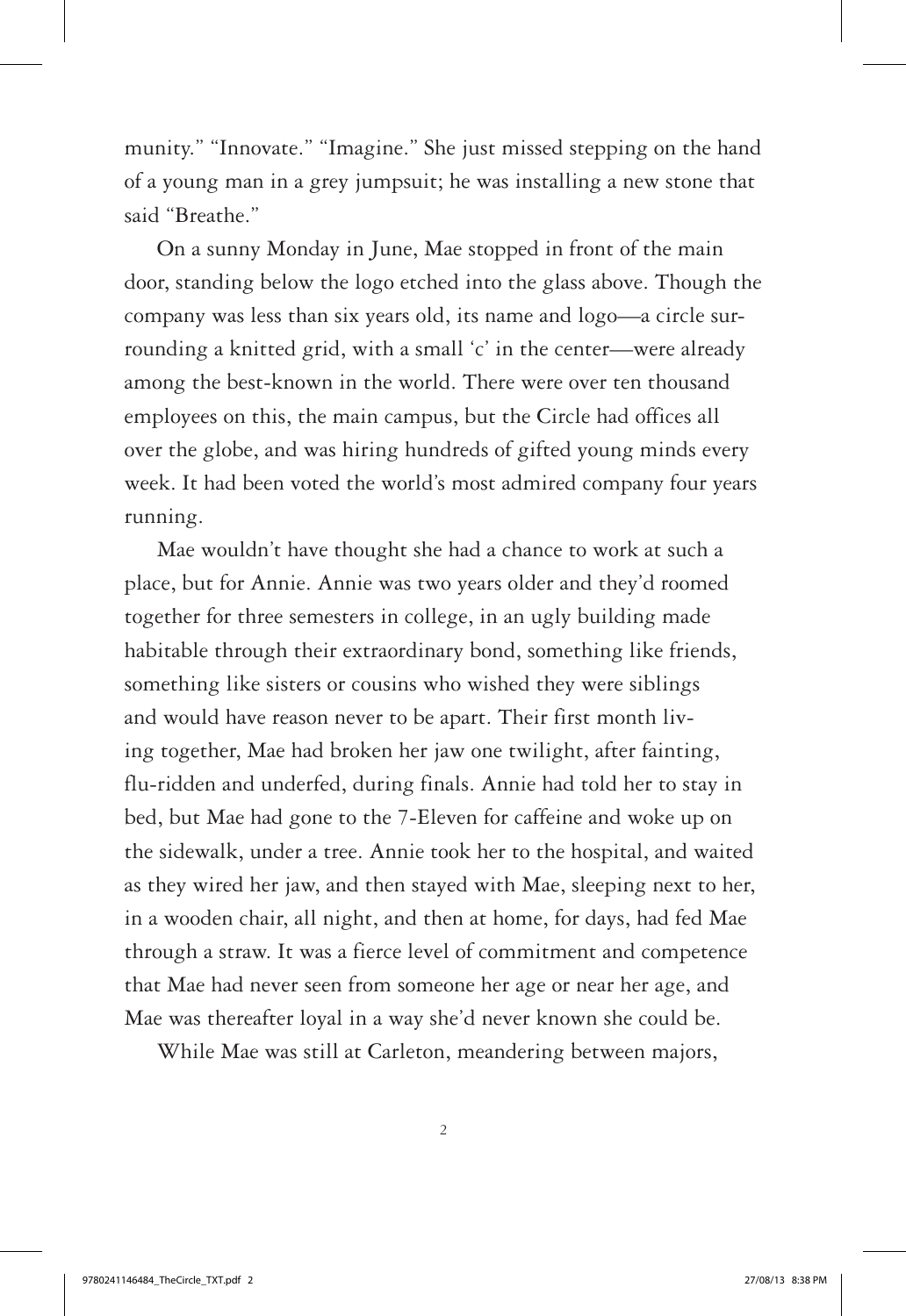munity." "Innovate." "Imagine." She just missed stepping on the hand of a young man in a grey jumpsuit; he was installing a new stone that said "Breathe."

On a sunny Monday in June, Mae stopped in front of the main door, standing below the logo etched into the glass above. Though the company was less than six years old, its name and logo—a circle surrounding a knitted grid, with a small 'c' in the center—were already among the best-known in the world. There were over ten thousand employees on this, the main campus, but the Circle had offices all over the globe, and was hiring hundreds of gifted young minds every week. It had been voted the world's most admired company four years running.

Mae wouldn't have thought she had a chance to work at such a place, but for Annie. Annie was two years older and they'd roomed together for three semesters in college, in an ugly building made habitable through their extraordinary bond, something like friends, something like sisters or cousins who wished they were siblings and would have reason never to be apart. Their first month living together, Mae had broken her jaw one twilight, after fainting, flu-ridden and underfed, during finals. Annie had told her to stay in bed, but Mae had gone to the 7-Eleven for caffeine and woke up on the sidewalk, under a tree. Annie took her to the hospital, and waited as they wired her jaw, and then stayed with Mae, sleeping next to her, in a wooden chair, all night, and then at home, for days, had fed Mae through a straw. It was a fierce level of commitment and competence that Mae had never seen from someone her age or near her age, and Mae was thereafter loyal in a way she'd never known she could be.

While Mae was still at Carleton, meandering between majors,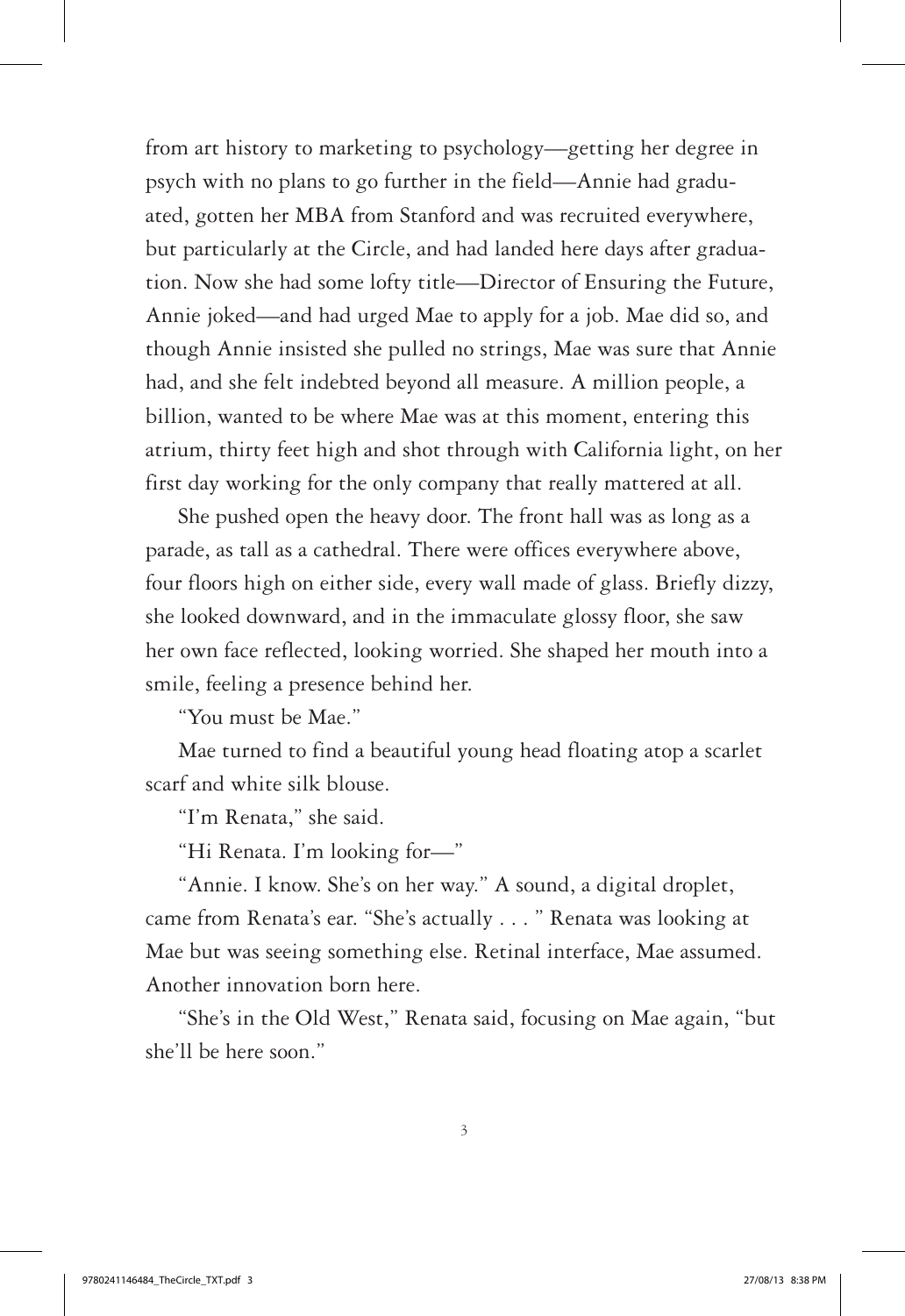from art history to marketing to psychology—getting her degree in psych with no plans to go further in the field—Annie had graduated, gotten her MBA from Stanford and was recruited everywhere, but particularly at the Circle, and had landed here days after graduation. Now she had some lofty title—Director of Ensuring the Future, Annie joked—and had urged Mae to apply for a job. Mae did so, and though Annie insisted she pulled no strings, Mae was sure that Annie had, and she felt indebted beyond all measure. A million people, a billion, wanted to be where Mae was at this moment, entering this atrium, thirty feet high and shot through with California light, on her first day working for the only company that really mattered at all.

She pushed open the heavy door. The front hall was as long as a parade, as tall as a cathedral. There were offices everywhere above, four floors high on either side, every wall made of glass. Briefly dizzy, she looked downward, and in the immaculate glossy floor, she saw her own face reflected, looking worried. She shaped her mouth into a smile, feeling a presence behind her.

"You must be Mae."

Mae turned to find a beautiful young head floating atop a scarlet scarf and white silk blouse.

"I'm Renata," she said.

"Hi Renata. I'm looking for—"

"Annie. I know. She's on her way." A sound, a digital droplet, came from Renata's ear. "She's actually . . . " Renata was looking at Mae but was seeing something else. Retinal interface, Mae assumed. Another innovation born here.

"She's in the Old West," Renata said, focusing on Mae again, "but she'll be here soon."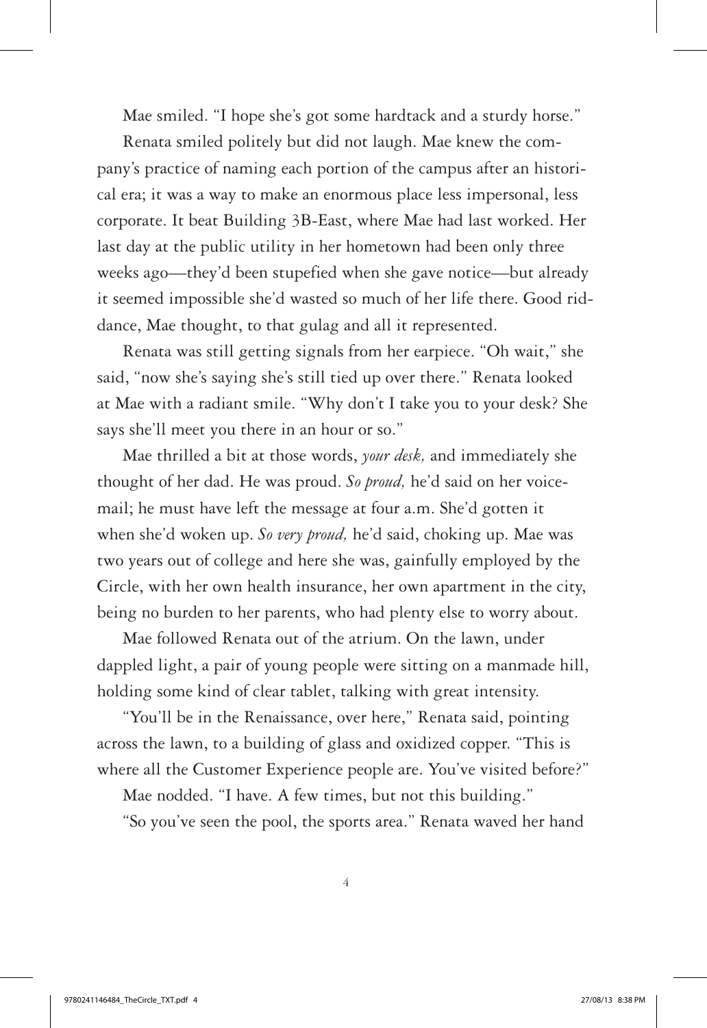Mae smiled. "I hope she's got some hardtack and a sturdy horse."

Renata smiled politely but did not laugh. Mae knew the company's practice of naming each portion of the campus after an historical era; it was a way to make an enormous place less impersonal, less corporate. It beat Building 3B-East, where Mae had last worked. Her last day at the public utility in her hometown had been only three weeks ago—they'd been stupefied when she gave notice—but already it seemed impossible she'd wasted so much of her life there. Good riddance, Mae thought, to that gulag and all it represented.

Renata was still getting signals from her earpiece. "Oh wait," she said, "now she's saying she's still tied up over there." Renata looked at Mae with a radiant smile. "Why don't I take you to your desk? She says she'll meet you there in an hour or so."

Mae thrilled a bit at those words, *your desk,* and immediately she thought of her dad. He was proud. *So proud,* he'd said on her voicemail; he must have left the message at four a.m. She'd gotten it when she'd woken up. *So very proud,* he'd said, choking up. Mae was two years out of college and here she was, gainfully employed by the Circle, with her own health insurance, her own apartment in the city, being no burden to her parents, who had plenty else to worry about.

Mae followed Renata out of the atrium. On the lawn, under dappled light, a pair of young people were sitting on a manmade hill, holding some kind of clear tablet, talking with great intensity.

"You'll be in the Renaissance, over here," Renata said, pointing across the lawn, to a building of glass and oxidized copper. "This is where all the Customer Experience people are. You've visited before?"

Mae nodded. "I have. A few times, but not this building."

"So you've seen the pool, the sports area." Renata waved her hand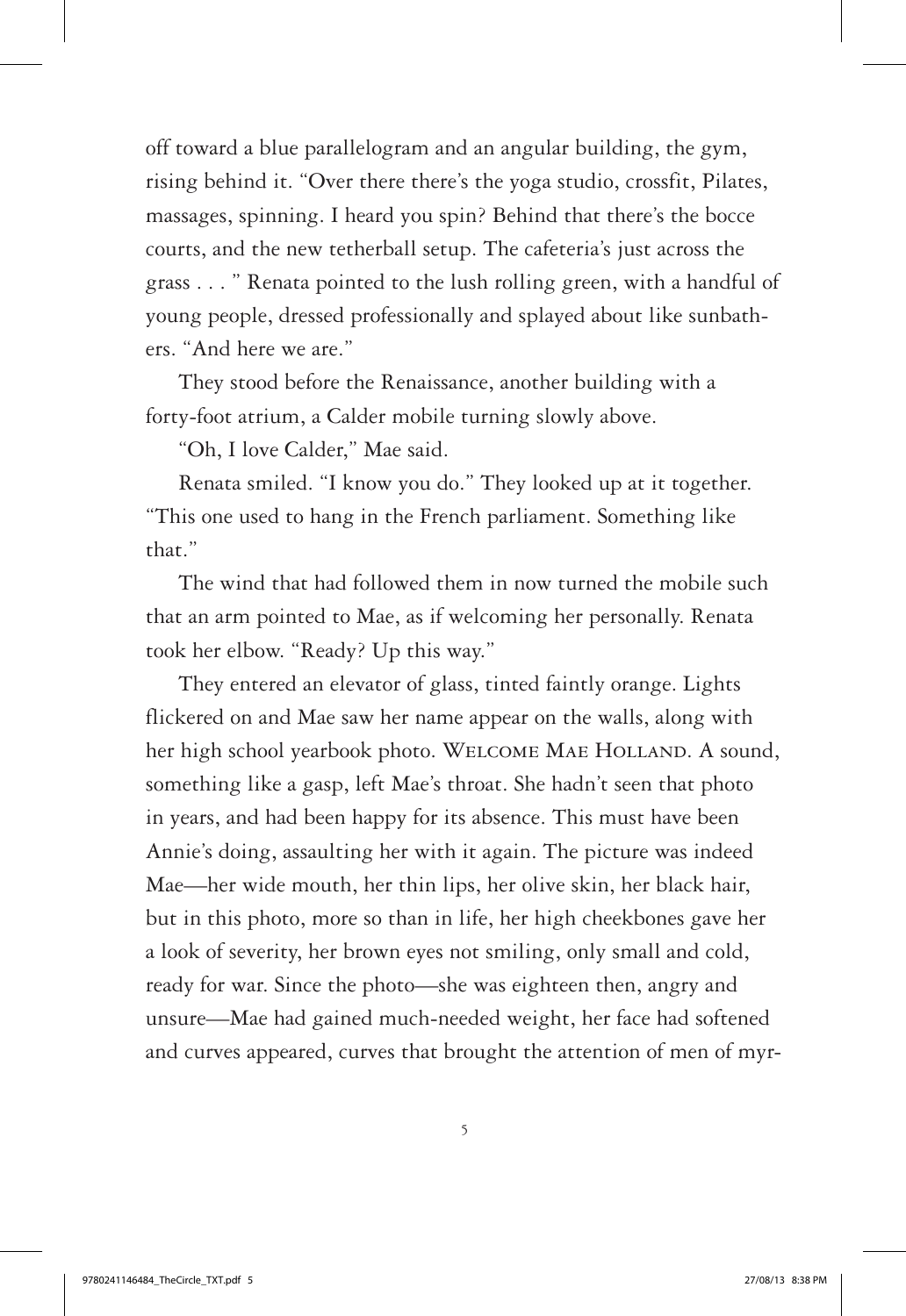off toward a blue parallelogram and an angular building, the gym, rising behind it. "Over there there's the yoga studio, crossfit, Pilates, massages, spinning. I heard you spin? Behind that there's the bocce courts, and the new tetherball setup. The cafeteria's just across the grass . . . " Renata pointed to the lush rolling green, with a handful of young people, dressed professionally and splayed about like sunbathers. "And here we are."

They stood before the Renaissance, another building with a forty-foot atrium, a Calder mobile turning slowly above.

"Oh, I love Calder," Mae said.

Renata smiled. "I know you do." They looked up at it together. "This one used to hang in the French parliament. Something like that."

The wind that had followed them in now turned the mobile such that an arm pointed to Mae, as if welcoming her personally. Renata took her elbow. "Ready? Up this way."

They entered an elevator of glass, tinted faintly orange. Lights flickered on and Mae saw her name appear on the walls, along with her high school yearbook photo. Welcome Mae Holland. A sound, something like a gasp, left Mae's throat. She hadn't seen that photo in years, and had been happy for its absence. This must have been Annie's doing, assaulting her with it again. The picture was indeed Mae—her wide mouth, her thin lips, her olive skin, her black hair, but in this photo, more so than in life, her high cheekbones gave her a look of severity, her brown eyes not smiling, only small and cold, ready for war. Since the photo—she was eighteen then, angry and unsure—Mae had gained much-needed weight, her face had softened and curves appeared, curves that brought the attention of men of myr-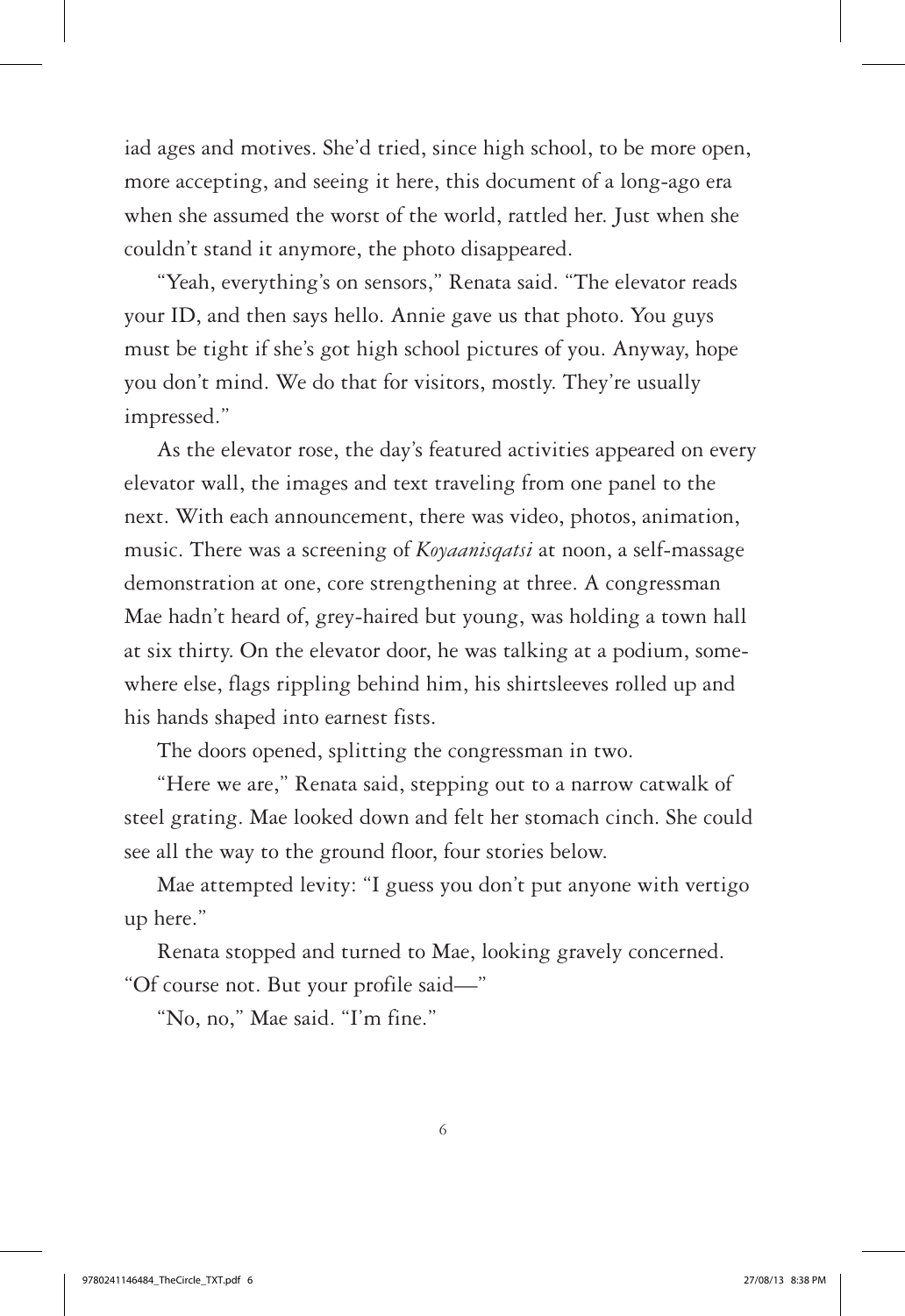iad ages and motives. She'd tried, since high school, to be more open, more accepting, and seeing it here, this document of a long-ago era when she assumed the worst of the world, rattled her. Just when she couldn't stand it anymore, the photo disappeared.

"Yeah, everything's on sensors," Renata said. "The elevator reads your ID, and then says hello. Annie gave us that photo. You guys must be tight if she's got high school pictures of you. Anyway, hope you don't mind. We do that for visitors, mostly. They're usually impressed."

As the elevator rose, the day's featured activities appeared on every elevator wall, the images and text traveling from one panel to the next. With each announcement, there was video, photos, animation, music. There was a screening of *Koyaanisqatsi* at noon, a self-massage demonstration at one, core strengthening at three. A congressman Mae hadn't heard of, grey-haired but young, was holding a town hall at six thirty. On the elevator door, he was talking at a podium, somewhere else, flags rippling behind him, his shirtsleeves rolled up and his hands shaped into earnest fists.

The doors opened, splitting the congressman in two.

"Here we are," Renata said, stepping out to a narrow catwalk of steel grating. Mae looked down and felt her stomach cinch. She could see all the way to the ground floor, four stories below.

Mae attempted levity: "I guess you don't put anyone with vertigo up here."

Renata stopped and turned to Mae, looking gravely concerned. "Of course not. But your profile said—"

"No, no," Mae said. "I'm fine."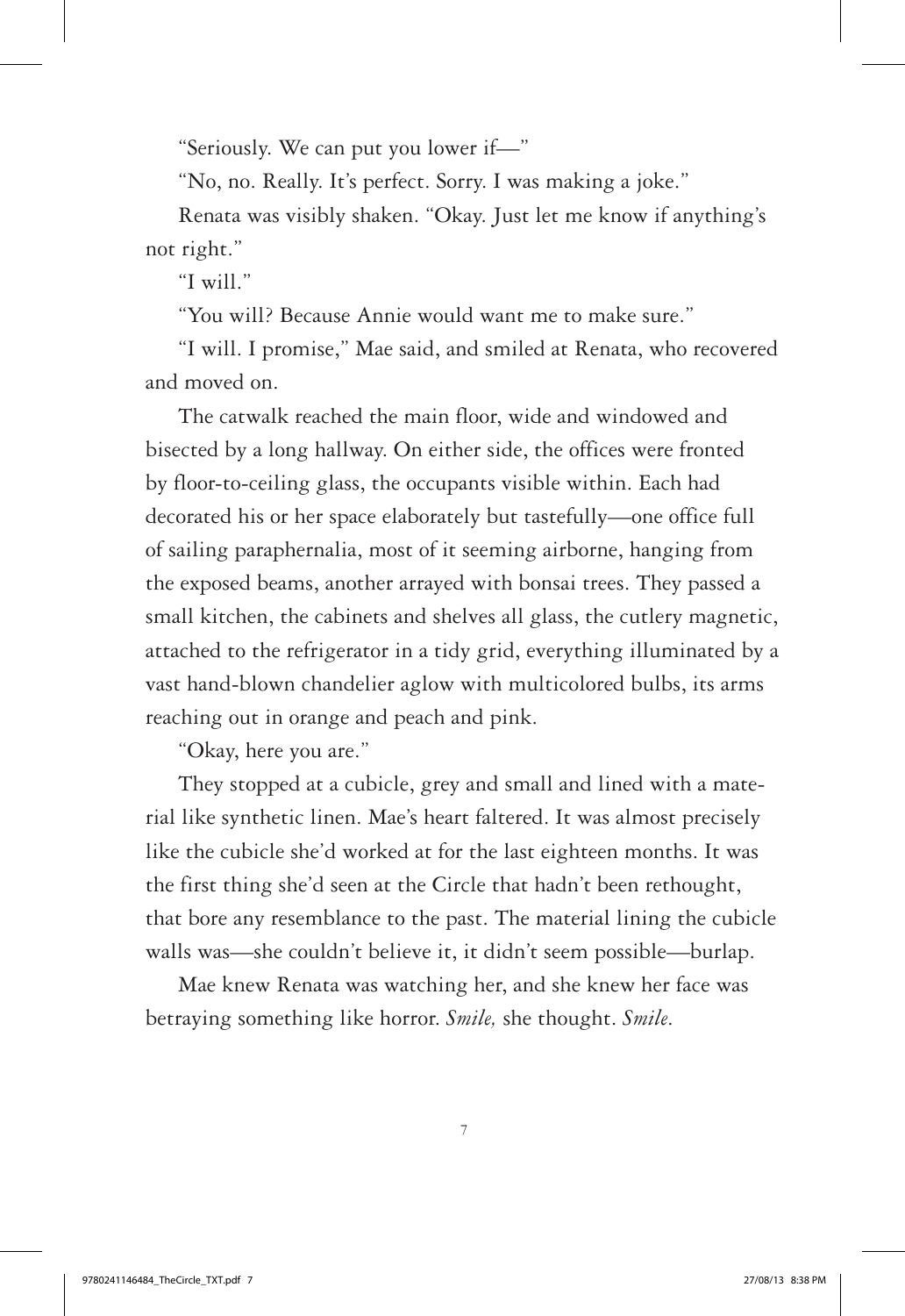"Seriously. We can put you lower if—"

"No, no. Really. It's perfect. Sorry. I was making a joke."

Renata was visibly shaken. "Okay. Just let me know if anything's not right."

"I will."

"You will? Because Annie would want me to make sure."

"I will. I promise," Mae said, and smiled at Renata, who recovered and moved on.

The catwalk reached the main floor, wide and windowed and bisected by a long hallway. On either side, the offices were fronted by floor-to-ceiling glass, the occupants visible within. Each had decorated his or her space elaborately but tastefully—one office full of sailing paraphernalia, most of it seeming airborne, hanging from the exposed beams, another arrayed with bonsai trees. They passed a small kitchen, the cabinets and shelves all glass, the cutlery magnetic, attached to the refrigerator in a tidy grid, everything illuminated by a vast hand-blown chandelier aglow with multicolored bulbs, its arms reaching out in orange and peach and pink.

"Okay, here you are."

They stopped at a cubicle, grey and small and lined with a material like synthetic linen. Mae's heart faltered. It was almost precisely like the cubicle she'd worked at for the last eighteen months. It was the first thing she'd seen at the Circle that hadn't been rethought, that bore any resemblance to the past. The material lining the cubicle walls was—she couldn't believe it, it didn't seem possible—burlap.

Mae knew Renata was watching her, and she knew her face was betraying something like horror. *Smile,* she thought. *Smile.*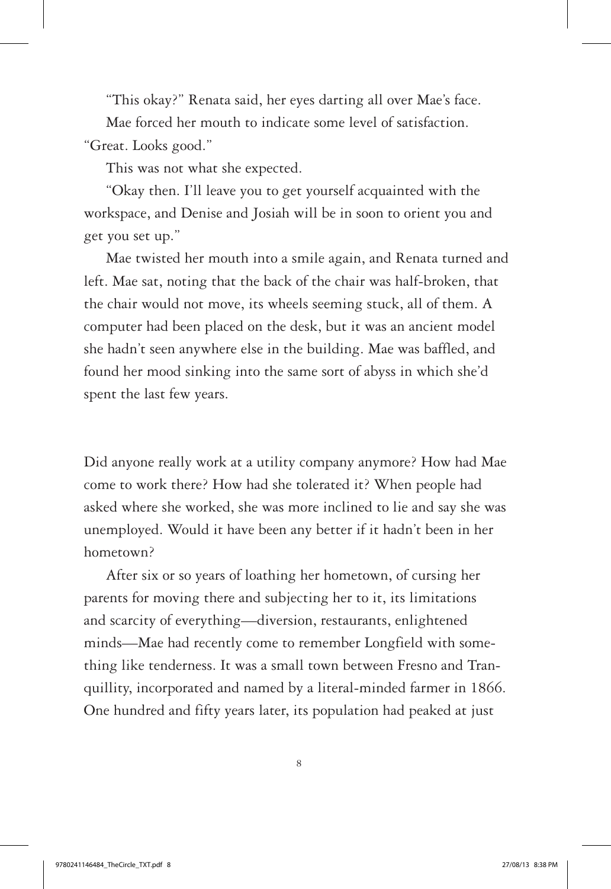"This okay?" Renata said, her eyes darting all over Mae's face.

Mae forced her mouth to indicate some level of satisfaction. "Great. Looks good."

This was not what she expected.

"Okay then. I'll leave you to get yourself acquainted with the workspace, and Denise and Josiah will be in soon to orient you and get you set up."

Mae twisted her mouth into a smile again, and Renata turned and left. Mae sat, noting that the back of the chair was half-broken, that the chair would not move, its wheels seeming stuck, all of them. A computer had been placed on the desk, but it was an ancient model she hadn't seen anywhere else in the building. Mae was baffled, and found her mood sinking into the same sort of abyss in which she'd spent the last few years.

Did anyone really work at a utility company anymore? How had Mae come to work there? How had she tolerated it? When people had asked where she worked, she was more inclined to lie and say she was unemployed. Would it have been any better if it hadn't been in her hometown?

After six or so years of loathing her hometown, of cursing her parents for moving there and subjecting her to it, its limitations and scarcity of everything—diversion, restaurants, enlightened minds—Mae had recently come to remember Longfield with something like tenderness. It was a small town between Fresno and Tranquillity, incorporated and named by a literal-minded farmer in 1866. One hundred and fifty years later, its population had peaked at just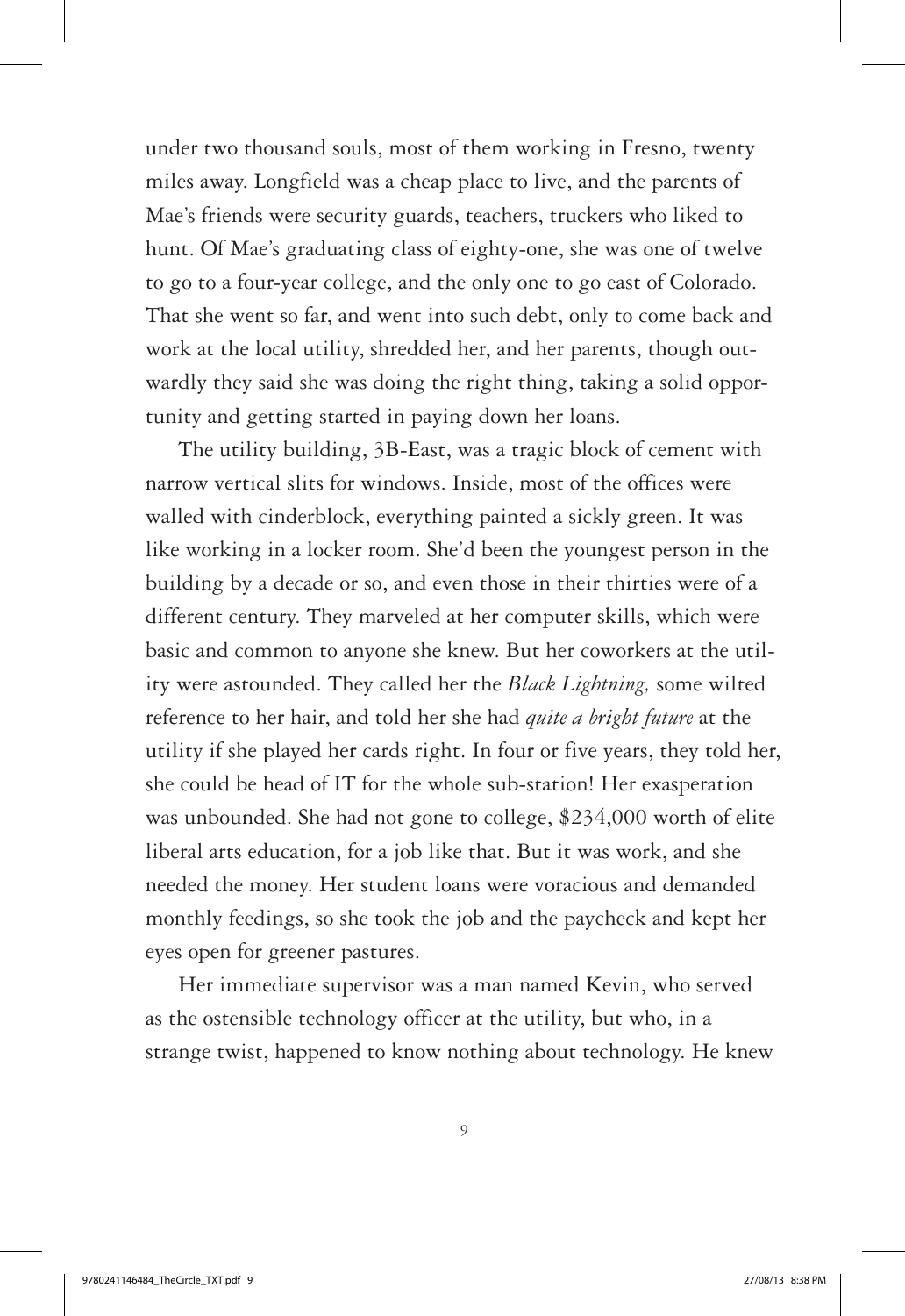under two thousand souls, most of them working in Fresno, twenty miles away. Longfield was a cheap place to live, and the parents of Mae's friends were security guards, teachers, truckers who liked to hunt. Of Mae's graduating class of eighty-one, she was one of twelve to go to a four-year college, and the only one to go east of Colorado. That she went so far, and went into such debt, only to come back and work at the local utility, shredded her, and her parents, though outwardly they said she was doing the right thing, taking a solid opportunity and getting started in paying down her loans.

The utility building, 3B-East, was a tragic block of cement with narrow vertical slits for windows. Inside, most of the offices were walled with cinderblock, everything painted a sickly green. It was like working in a locker room. She'd been the youngest person in the building by a decade or so, and even those in their thirties were of a different century. They marveled at her computer skills, which were basic and common to anyone she knew. But her coworkers at the utility were astounded. They called her the *Black Lightning,* some wilted reference to her hair, and told her she had *quite a bright future* at the utility if she played her cards right. In four or five years, they told her, she could be head of IT for the whole sub-station! Her exasperation was unbounded. She had not gone to college, $234,000 worth of elite liberal arts education, for a job like that. But it was work, and she needed the money. Her student loans were voracious and demanded monthly feedings, so she took the job and the paycheck and kept her eyes open for greener pastures.

Her immediate supervisor was a man named Kevin, who served as the ostensible technology officer at the utility, but who, in a strange twist, happened to know nothing about technology. He knew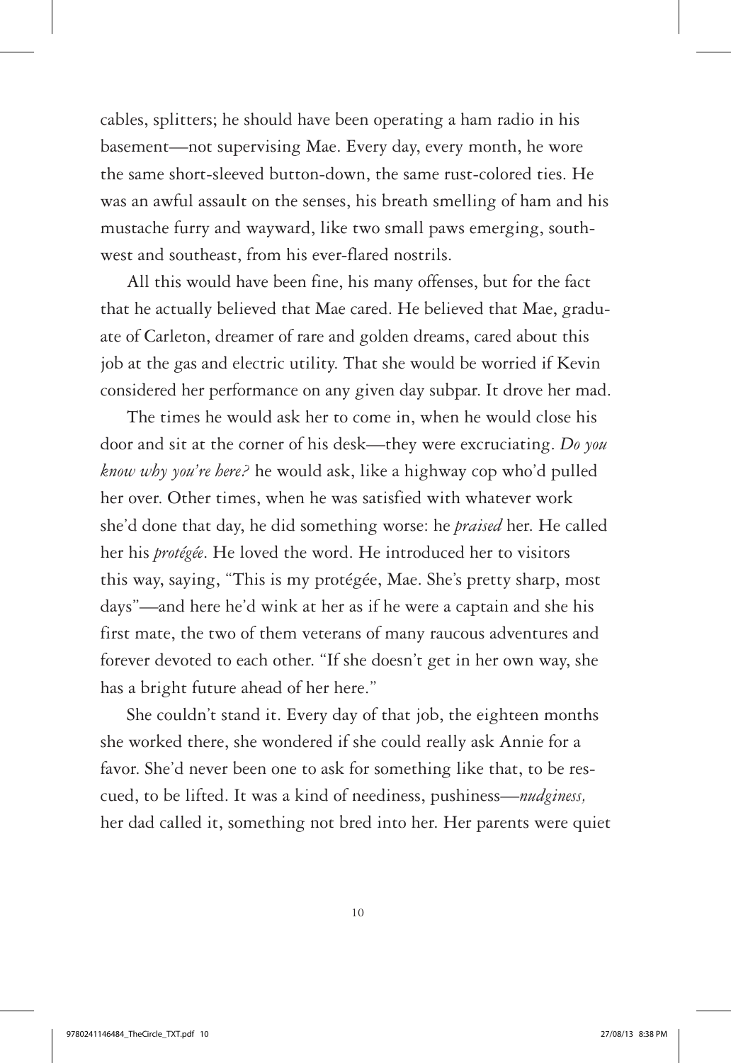cables, splitters; he should have been operating a ham radio in his basement—not supervising Mae. Every day, every month, he wore the same short-sleeved button-down, the same rust-colored ties. He was an awful assault on the senses, his breath smelling of ham and his mustache furry and wayward, like two small paws emerging, southwest and southeast, from his ever-flared nostrils.

All this would have been fine, his many offenses, but for the fact that he actually believed that Mae cared. He believed that Mae, graduate of Carleton, dreamer of rare and golden dreams, cared about this job at the gas and electric utility. That she would be worried if Kevin considered her performance on any given day subpar. It drove her mad.

The times he would ask her to come in, when he would close his door and sit at the corner of his desk—they were excruciating. *Do you know why you're here?* he would ask, like a highway cop who'd pulled her over. Other times, when he was satisfied with whatever work she'd done that day, he did something worse: he *praised* her. He called her his *protégée*. He loved the word. He introduced her to visitors this way, saying, "This is my protégée, Mae. She's pretty sharp, most days"—and here he'd wink at her as if he were a captain and she his first mate, the two of them veterans of many raucous adventures and forever devoted to each other. "If she doesn't get in her own way, she has a bright future ahead of her here."

She couldn't stand it. Every day of that job, the eighteen months she worked there, she wondered if she could really ask Annie for a favor. She'd never been one to ask for something like that, to be rescued, to be lifted. It was a kind of neediness, pushiness—*nudginess,* her dad called it, something not bred into her. Her parents were quiet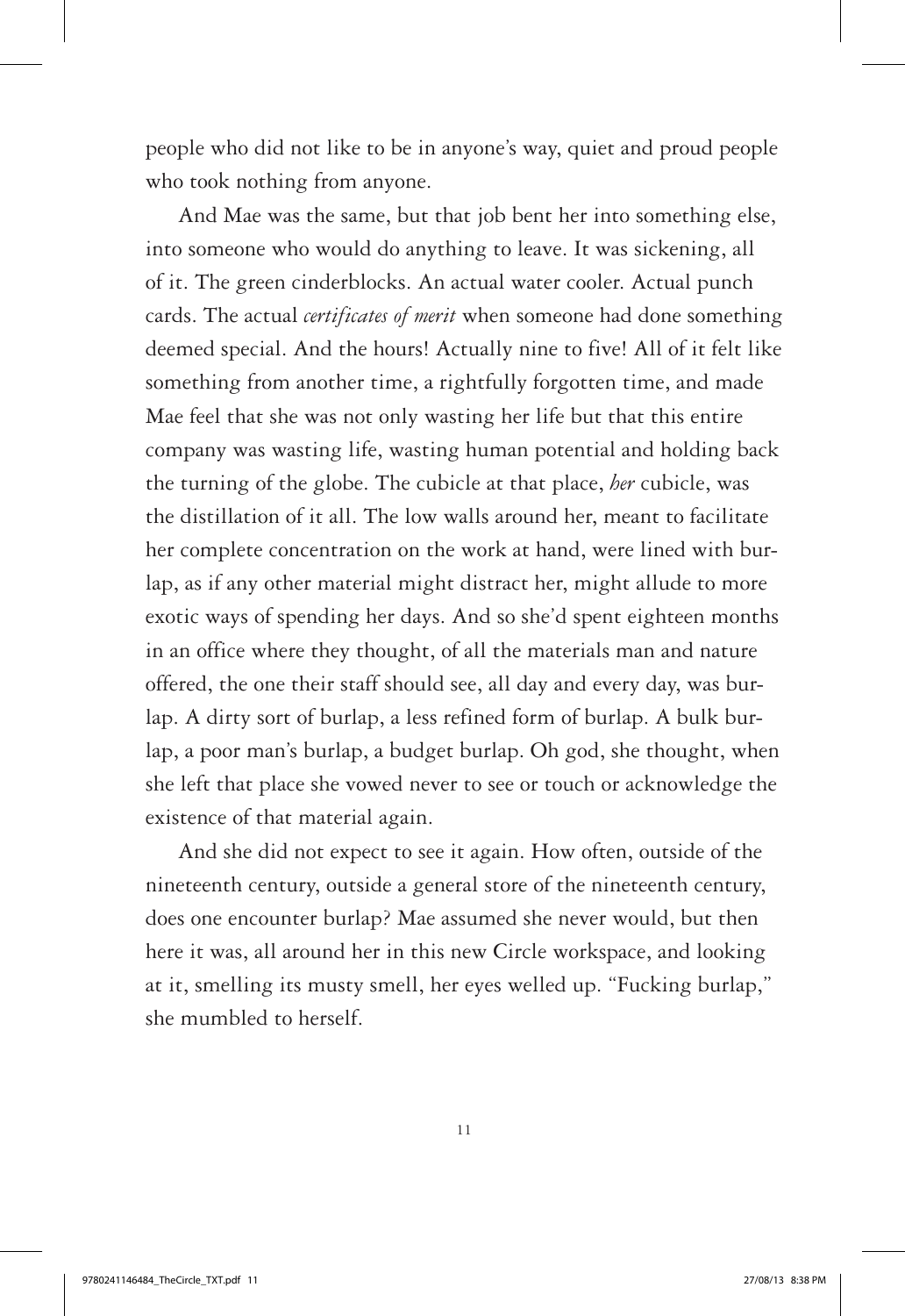people who did not like to be in anyone's way, quiet and proud people who took nothing from anyone.

And Mae was the same, but that job bent her into something else, into someone who would do anything to leave. It was sickening, all of it. The green cinderblocks. An actual water cooler. Actual punch cards. The actual *certificates of merit* when someone had done something deemed special. And the hours! Actually nine to five! All of it felt like something from another time, a rightfully forgotten time, and made Mae feel that she was not only wasting her life but that this entire company was wasting life, wasting human potential and holding back the turning of the globe. The cubicle at that place, *her* cubicle, was the distillation of it all. The low walls around her, meant to facilitate her complete concentration on the work at hand, were lined with burlap, as if any other material might distract her, might allude to more exotic ways of spending her days. And so she'd spent eighteen months in an office where they thought, of all the materials man and nature offered, the one their staff should see, all day and every day, was burlap. A dirty sort of burlap, a less refined form of burlap. A bulk burlap, a poor man's burlap, a budget burlap. Oh god, she thought, when she left that place she vowed never to see or touch or acknowledge the existence of that material again.

And she did not expect to see it again. How often, outside of the nineteenth century, outside a general store of the nineteenth century, does one encounter burlap? Mae assumed she never would, but then here it was, all around her in this new Circle workspace, and looking at it, smelling its musty smell, her eyes welled up. "Fucking burlap," she mumbled to herself.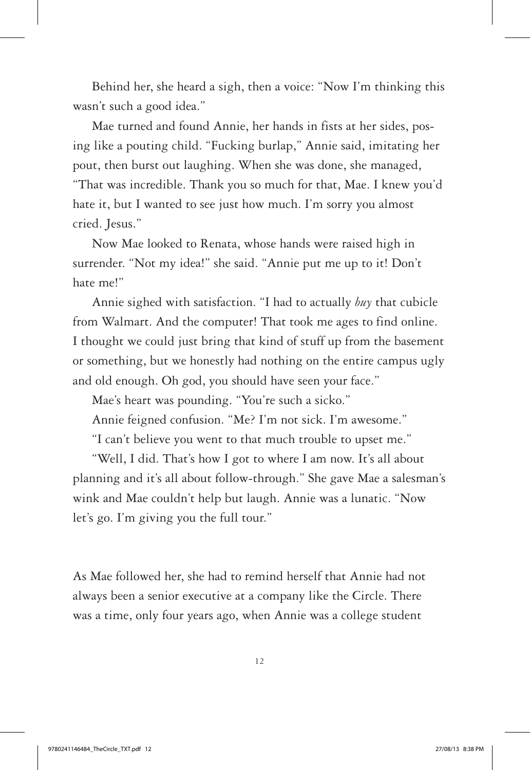Behind her, she heard a sigh, then a voice: "Now I'm thinking this wasn't such a good idea."

Mae turned and found Annie, her hands in fists at her sides, posing like a pouting child. "Fucking burlap," Annie said, imitating her pout, then burst out laughing. When she was done, she managed, "That was incredible. Thank you so much for that, Mae. I knew you'd hate it, but I wanted to see just how much. I'm sorry you almost cried. Jesus."

Now Mae looked to Renata, whose hands were raised high in surrender. "Not my idea!" she said. "Annie put me up to it! Don't hate me!"

Annie sighed with satisfaction. "I had to actually *buy* that cubicle from Walmart. And the computer! That took me ages to find online. I thought we could just bring that kind of stuff up from the basement or something, but we honestly had nothing on the entire campus ugly and old enough. Oh god, you should have seen your face."

Mae's heart was pounding. "You're such a sicko."

Annie feigned confusion. "Me? I'm not sick. I'm awesome."

"I can't believe you went to that much trouble to upset me."

"Well, I did. That's how I got to where I am now. It's all about planning and it's all about follow-through." She gave Mae a salesman's wink and Mae couldn't help but laugh. Annie was a lunatic. "Now let's go. I'm giving you the full tour."

As Mae followed her, she had to remind herself that Annie had not always been a senior executive at a company like the Circle. There was a time, only four years ago, when Annie was a college student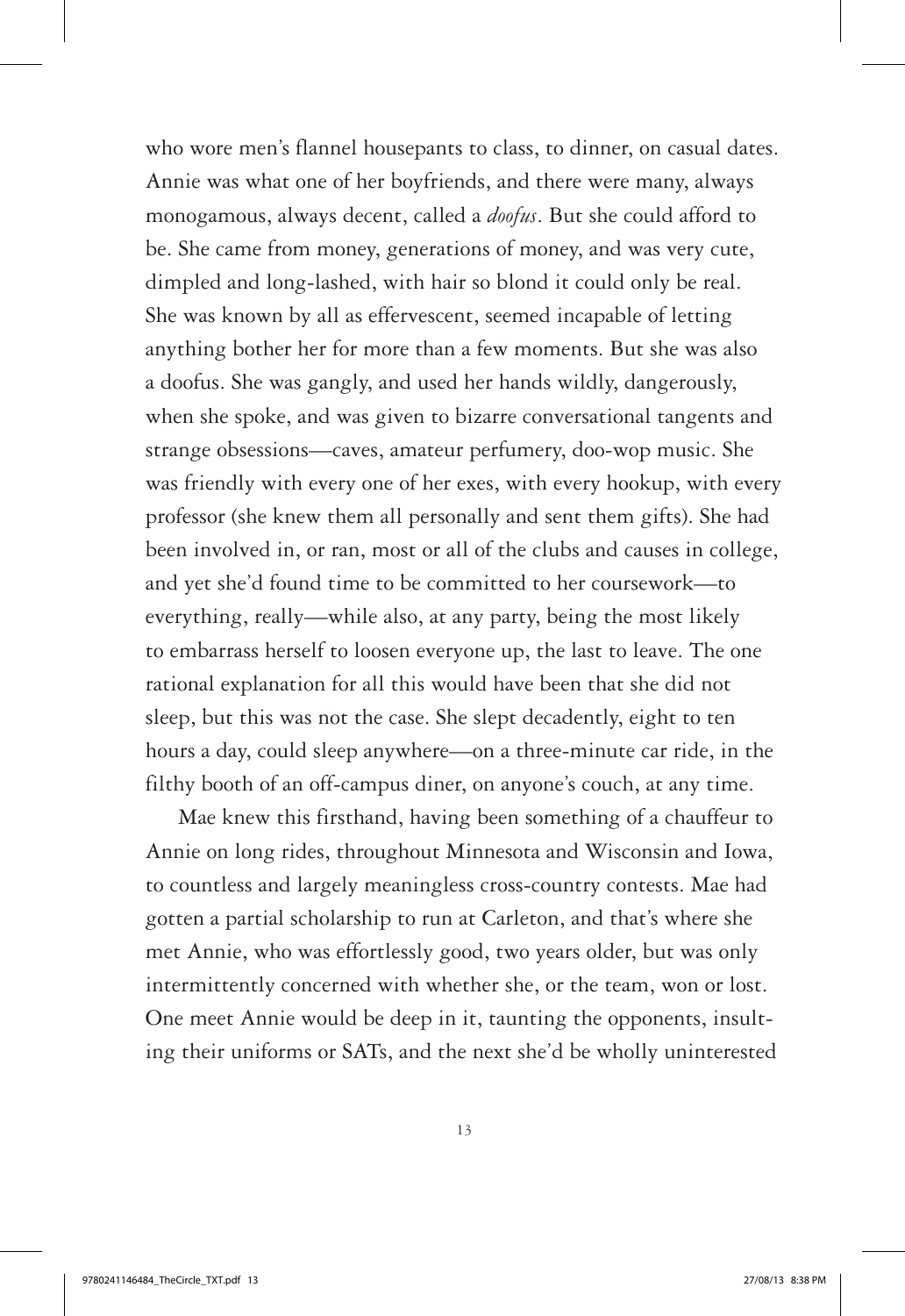who wore men's flannel housepants to class, to dinner, on casual dates. Annie was what one of her boyfriends, and there were many, always monogamous, always decent, called a *doofus*. But she could afford to be. She came from money, generations of money, and was very cute, dimpled and long-lashed, with hair so blond it could only be real. She was known by all as effervescent, seemed incapable of letting anything bother her for more than a few moments. But she was also a doofus. She was gangly, and used her hands wildly, dangerously, when she spoke, and was given to bizarre conversational tangents and strange obsessions—caves, amateur perfumery, doo-wop music. She was friendly with every one of her exes, with every hookup, with every professor (she knew them all personally and sent them gifts). She had been involved in, or ran, most or all of the clubs and causes in college, and yet she'd found time to be committed to her coursework—to everything, really—while also, at any party, being the most likely to embarrass herself to loosen everyone up, the last to leave. The one rational explanation for all this would have been that she did not sleep, but this was not the case. She slept decadently, eight to ten hours a day, could sleep anywhere—on a three-minute car ride, in the filthy booth of an off-campus diner, on anyone's couch, at any time.

Mae knew this firsthand, having been something of a chauffeur to Annie on long rides, throughout Minnesota and Wisconsin and Iowa, to countless and largely meaningless cross-country contests. Mae had gotten a partial scholarship to run at Carleton, and that's where she met Annie, who was effortlessly good, two years older, but was only intermittently concerned with whether she, or the team, won or lost. One meet Annie would be deep in it, taunting the opponents, insulting their uniforms or SATs, and the next she'd be wholly uninterested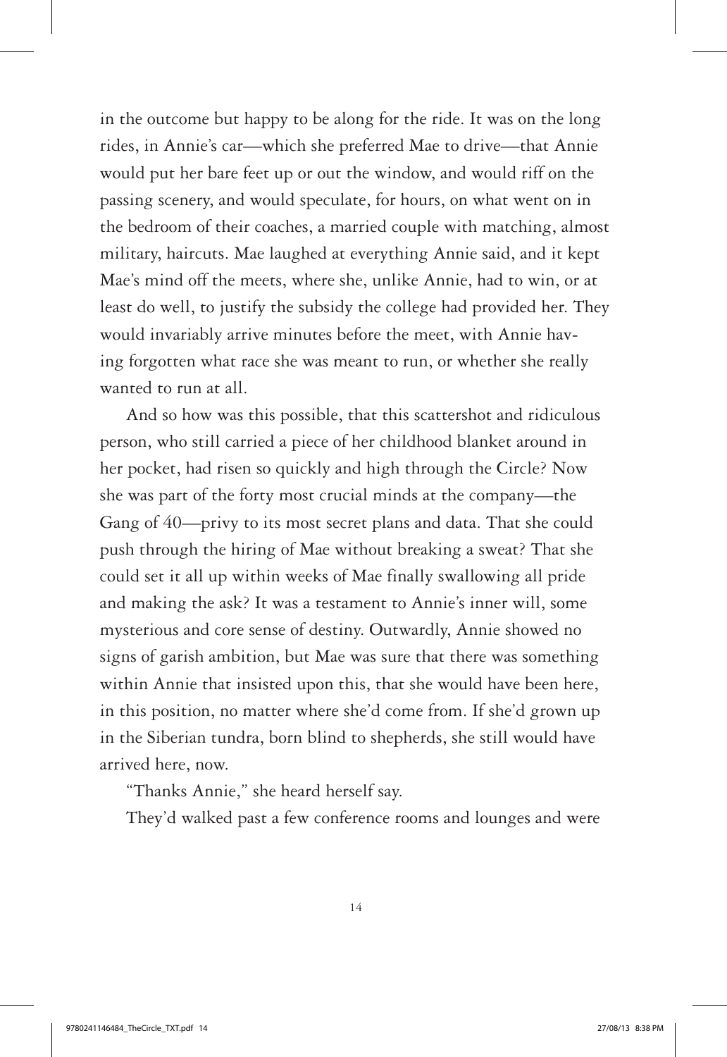in the outcome but happy to be along for the ride. It was on the long rides, in Annie's car—which she preferred Mae to drive—that Annie would put her bare feet up or out the window, and would riff on the passing scenery, and would speculate, for hours, on what went on in the bedroom of their coaches, a married couple with matching, almost military, haircuts. Mae laughed at everything Annie said, and it kept Mae's mind off the meets, where she, unlike Annie, had to win, or at least do well, to justify the subsidy the college had provided her. They would invariably arrive minutes before the meet, with Annie having forgotten what race she was meant to run, or whether she really wanted to run at all.

And so how was this possible, that this scattershot and ridiculous person, who still carried a piece of her childhood blanket around in her pocket, had risen so quickly and high through the Circle? Now she was part of the forty most crucial minds at the company—the Gang of 40—privy to its most secret plans and data. That she could push through the hiring of Mae without breaking a sweat? That she could set it all up within weeks of Mae finally swallowing all pride and making the ask? It was a testament to Annie's inner will, some mysterious and core sense of destiny. Outwardly, Annie showed no signs of garish ambition, but Mae was sure that there was something within Annie that insisted upon this, that she would have been here, in this position, no matter where she'd come from. If she'd grown up in the Siberian tundra, born blind to shepherds, she still would have arrived here, now.

"Thanks Annie," she heard herself say.

They'd walked past a few conference rooms and lounges and were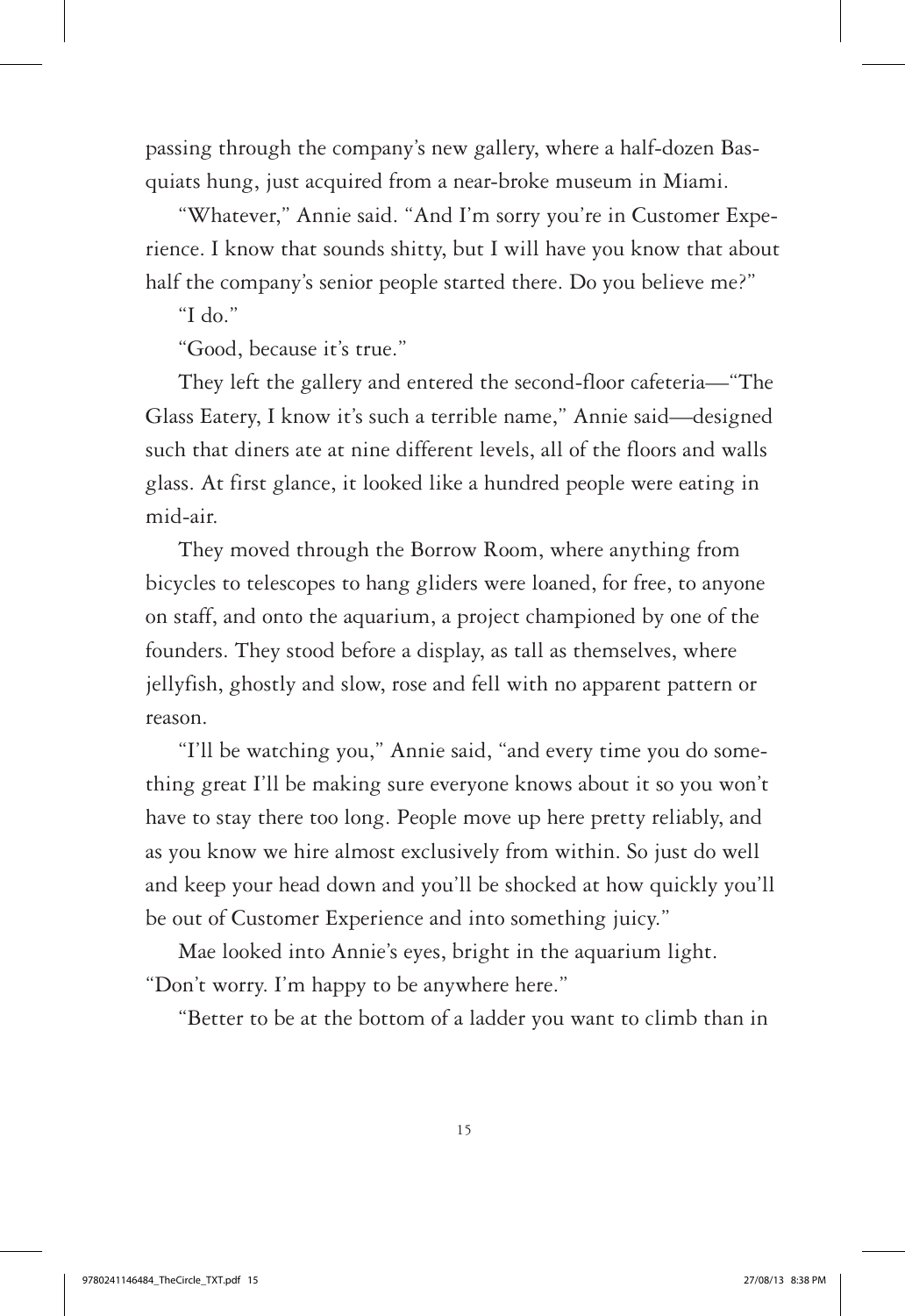passing through the company's new gallery, where a half-dozen Basquiats hung, just acquired from a near-broke museum in Miami.

"Whatever," Annie said. "And I'm sorry you're in Customer Experience. I know that sounds shitty, but I will have you know that about half the company's senior people started there. Do you believe me?"

"I do."

"Good, because it's true."

They left the gallery and entered the second-floor cafeteria—"The Glass Eatery, I know it's such a terrible name," Annie said—designed such that diners ate at nine different levels, all of the floors and walls glass. At first glance, it looked like a hundred people were eating in mid-air.

They moved through the Borrow Room, where anything from bicycles to telescopes to hang gliders were loaned, for free, to anyone on staff, and onto the aquarium, a project championed by one of the founders. They stood before a display, as tall as themselves, where jellyfish, ghostly and slow, rose and fell with no apparent pattern or reason.

"I'll be watching you," Annie said, "and every time you do something great I'll be making sure everyone knows about it so you won't have to stay there too long. People move up here pretty reliably, and as you know we hire almost exclusively from within. So just do well and keep your head down and you'll be shocked at how quickly you'll be out of Customer Experience and into something juicy."

Mae looked into Annie's eyes, bright in the aquarium light. "Don't worry. I'm happy to be anywhere here."

"Better to be at the bottom of a ladder you want to climb than in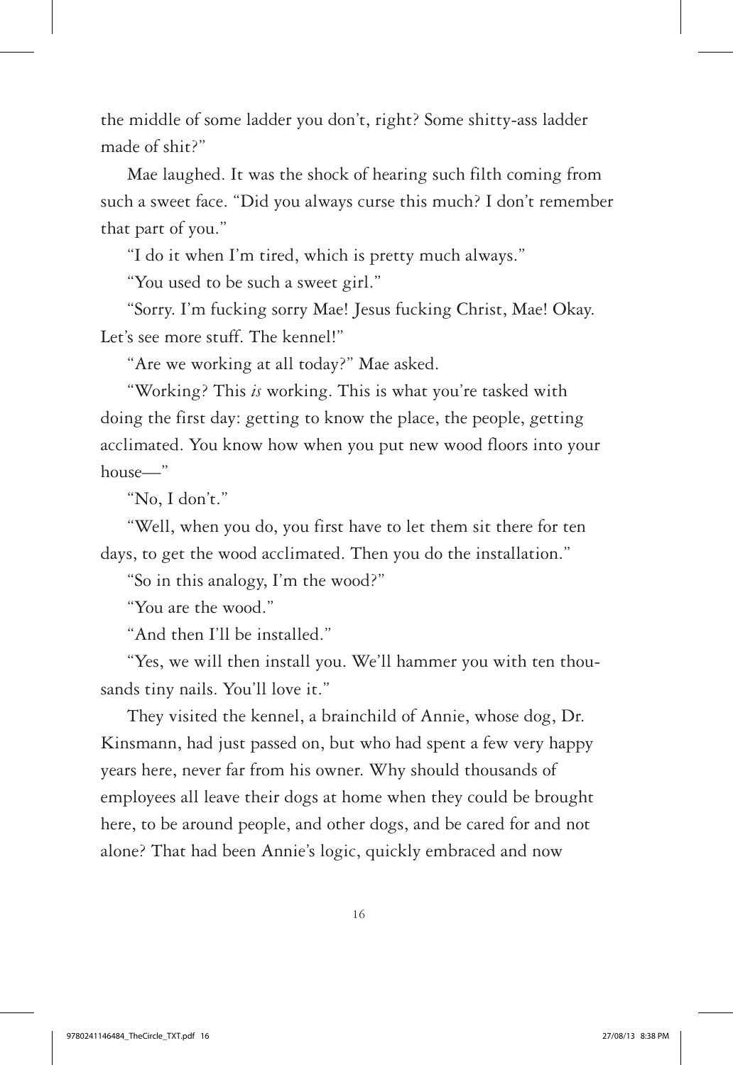the middle of some ladder you don't, right? Some shitty-ass ladder made of shit?"

Mae laughed. It was the shock of hearing such filth coming from such a sweet face. "Did you always curse this much? I don't remember that part of you."

"I do it when I'm tired, which is pretty much always."

"You used to be such a sweet girl."

"Sorry. I'm fucking sorry Mae! Jesus fucking Christ, Mae! Okay. Let's see more stuff. The kennel!"

"Are we working at all today?" Mae asked.

"Working? This *is* working. This is what you're tasked with doing the first day: getting to know the place, the people, getting acclimated. You know how when you put new wood floors into your house—"

"No, I don't."

"Well, when you do, you first have to let them sit there for ten days, to get the wood acclimated. Then you do the installation."

"So in this analogy, I'm the wood?"

"You are the wood."

"And then I'll be installed."

"Yes, we will then install you. We'll hammer you with ten thousands tiny nails. You'll love it."

They visited the kennel, a brainchild of Annie, whose dog, Dr. Kinsmann, had just passed on, but who had spent a few very happy years here, never far from his owner. Why should thousands of employees all leave their dogs at home when they could be brought here, to be around people, and other dogs, and be cared for and not alone? That had been Annie's logic, quickly embraced and now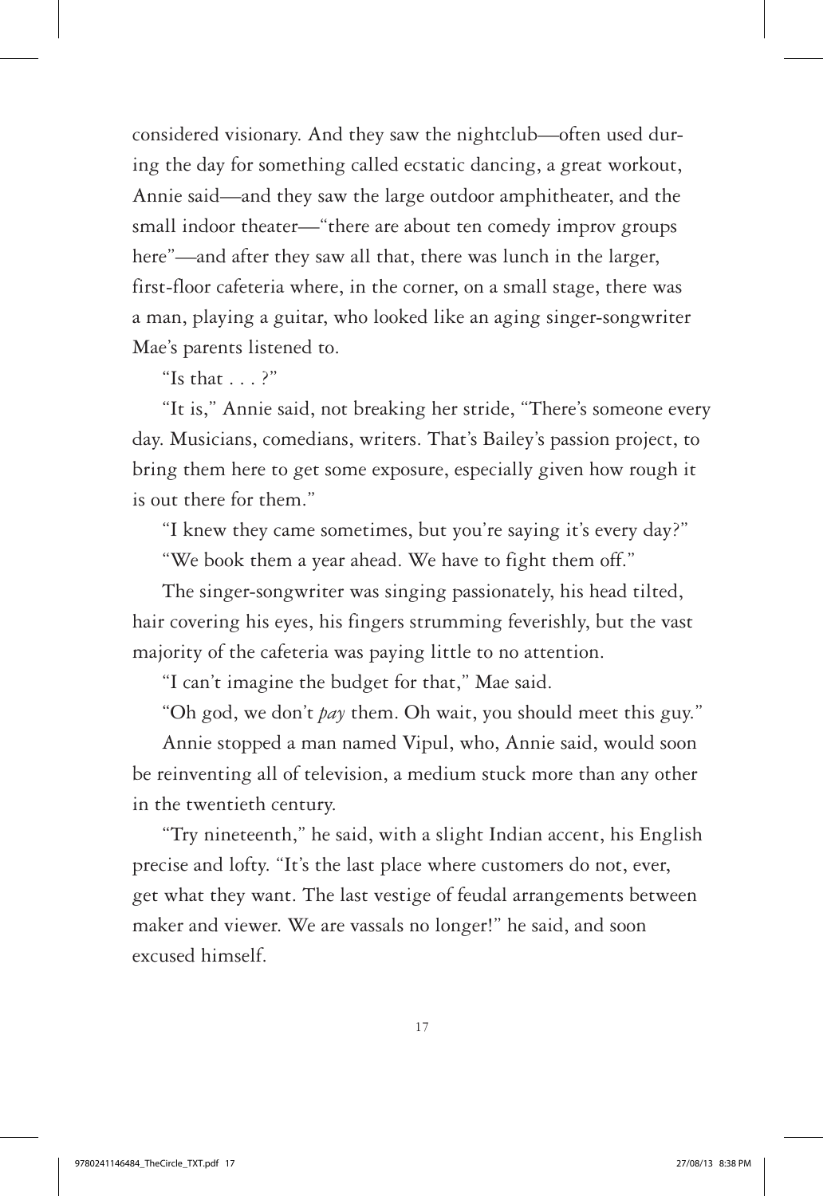considered visionary. And they saw the nightclub—often used during the day for something called ecstatic dancing, a great workout, Annie said—and they saw the large outdoor amphitheater, and the small indoor theater—"there are about ten comedy improv groups here"—and after they saw all that, there was lunch in the larger, first-floor cafeteria where, in the corner, on a small stage, there was a man, playing a guitar, who looked like an aging singer-songwriter Mae's parents listened to.

"Is that . . . ?"

"It is," Annie said, not breaking her stride, "There's someone every day. Musicians, comedians, writers. That's Bailey's passion project, to bring them here to get some exposure, especially given how rough it is out there for them."

"I knew they came sometimes, but you're saying it's every day?"

"We book them a year ahead. We have to fight them off."

The singer-songwriter was singing passionately, his head tilted, hair covering his eyes, his fingers strumming feverishly, but the vast majority of the cafeteria was paying little to no attention.

"I can't imagine the budget for that," Mae said.

"Oh god, we don't *pay* them. Oh wait, you should meet this guy."

Annie stopped a man named Vipul, who, Annie said, would soon be reinventing all of television, a medium stuck more than any other in the twentieth century.

"Try nineteenth," he said, with a slight Indian accent, his English precise and lofty. "It's the last place where customers do not, ever, get what they want. The last vestige of feudal arrangements between maker and viewer. We are vassals no longer!" he said, and soon excused himself.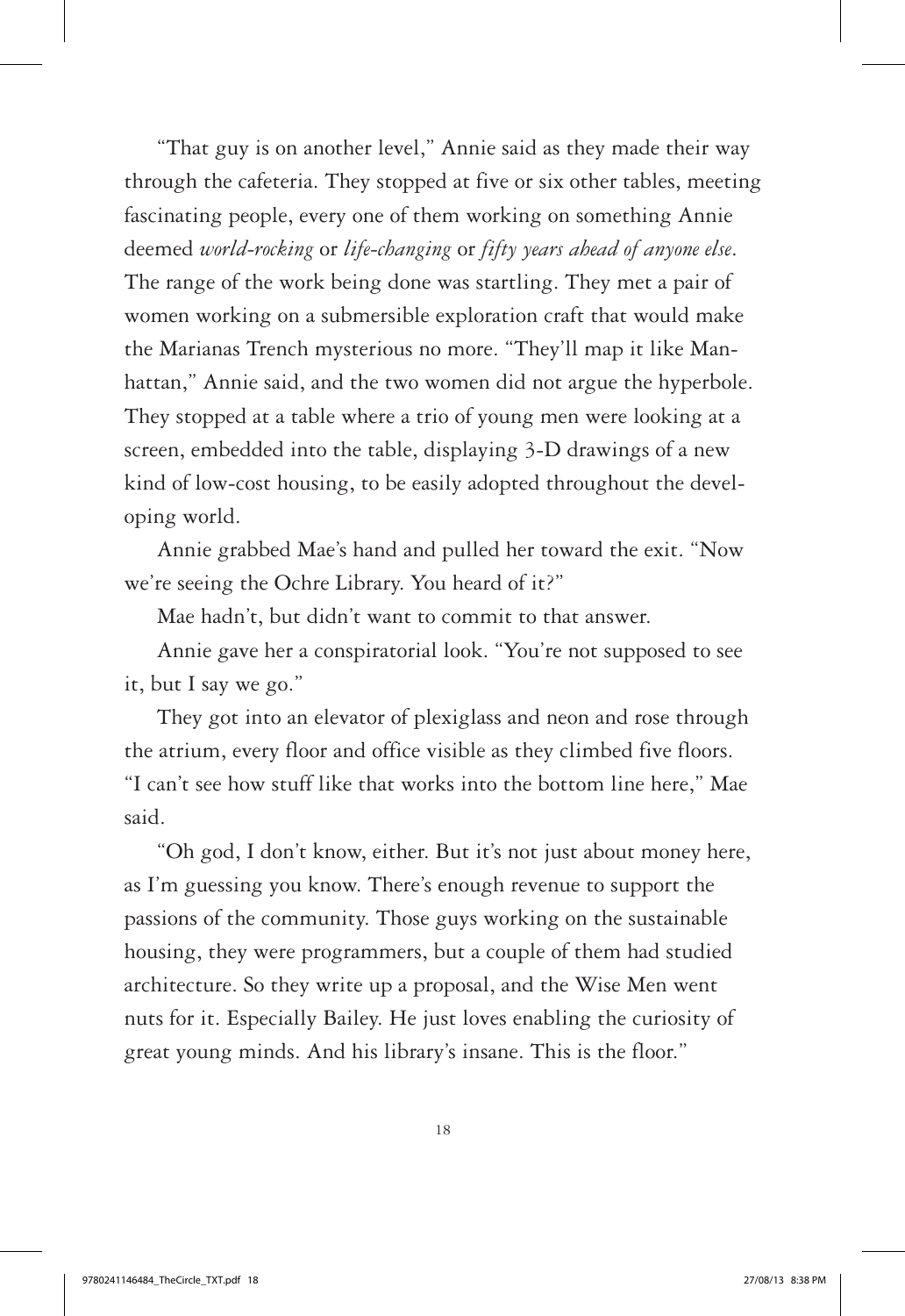"That guy is on another level," Annie said as they made their way through the cafeteria. They stopped at five or six other tables, meeting fascinating people, every one of them working on something Annie deemed *world-rocking* or *life-changing* or *fifty years ahead of anyone else*. The range of the work being done was startling. They met a pair of women working on a submersible exploration craft that would make the Marianas Trench mysterious no more. "They'll map it like Manhattan," Annie said, and the two women did not argue the hyperbole. They stopped at a table where a trio of young men were looking at a screen, embedded into the table, displaying 3-D drawings of a new kind of low-cost housing, to be easily adopted throughout the developing world.

Annie grabbed Mae's hand and pulled her toward the exit. "Now we're seeing the Ochre Library. You heard of it?"

Mae hadn't, but didn't want to commit to that answer.

Annie gave her a conspiratorial look. "You're not supposed to see it, but I say we go."

They got into an elevator of plexiglass and neon and rose through the atrium, every floor and office visible as they climbed five floors. "I can't see how stuff like that works into the bottom line here," Mae said.

"Oh god, I don't know, either. But it's not just about money here, as I'm guessing you know. There's enough revenue to support the passions of the community. Those guys working on the sustainable housing, they were programmers, but a couple of them had studied architecture. So they write up a proposal, and the Wise Men went nuts for it. Especially Bailey. He just loves enabling the curiosity of great young minds. And his library's insane. This is the floor."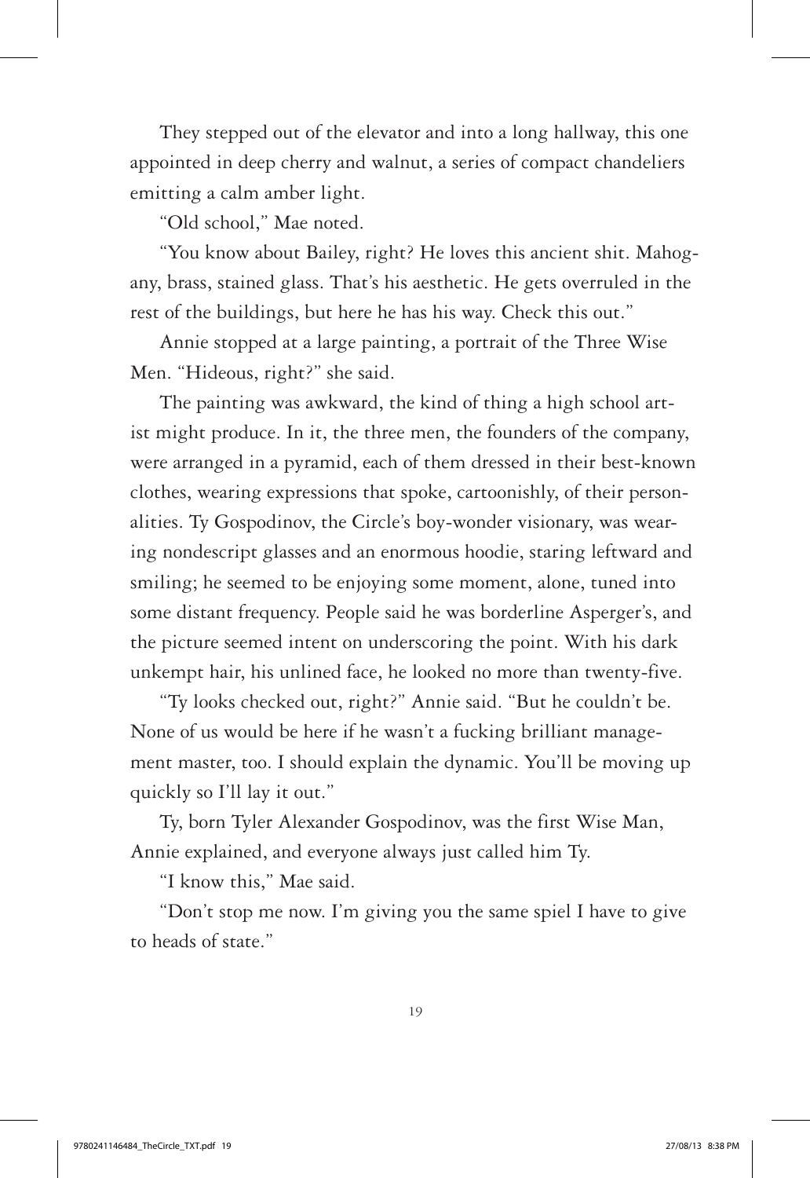They stepped out of the elevator and into a long hallway, this one appointed in deep cherry and walnut, a series of compact chandeliers emitting a calm amber light.

"Old school," Mae noted.

"You know about Bailey, right? He loves this ancient shit. Mahogany, brass, stained glass. That's his aesthetic. He gets overruled in the rest of the buildings, but here he has his way. Check this out."

Annie stopped at a large painting, a portrait of the Three Wise Men. "Hideous, right?" she said.

The painting was awkward, the kind of thing a high school artist might produce. In it, the three men, the founders of the company, were arranged in a pyramid, each of them dressed in their best-known clothes, wearing expressions that spoke, cartoonishly, of their personalities. Ty Gospodinov, the Circle's boy-wonder visionary, was wearing nondescript glasses and an enormous hoodie, staring leftward and smiling; he seemed to be enjoying some moment, alone, tuned into some distant frequency. People said he was borderline Asperger's, and the picture seemed intent on underscoring the point. With his dark unkempt hair, his unlined face, he looked no more than twenty-five.

"Ty looks checked out, right?" Annie said. "But he couldn't be. None of us would be here if he wasn't a fucking brilliant management master, too. I should explain the dynamic. You'll be moving up quickly so I'll lay it out."

Ty, born Tyler Alexander Gospodinov, was the first Wise Man, Annie explained, and everyone always just called him Ty.

"I know this," Mae said.

"Don't stop me now. I'm giving you the same spiel I have to give to heads of state."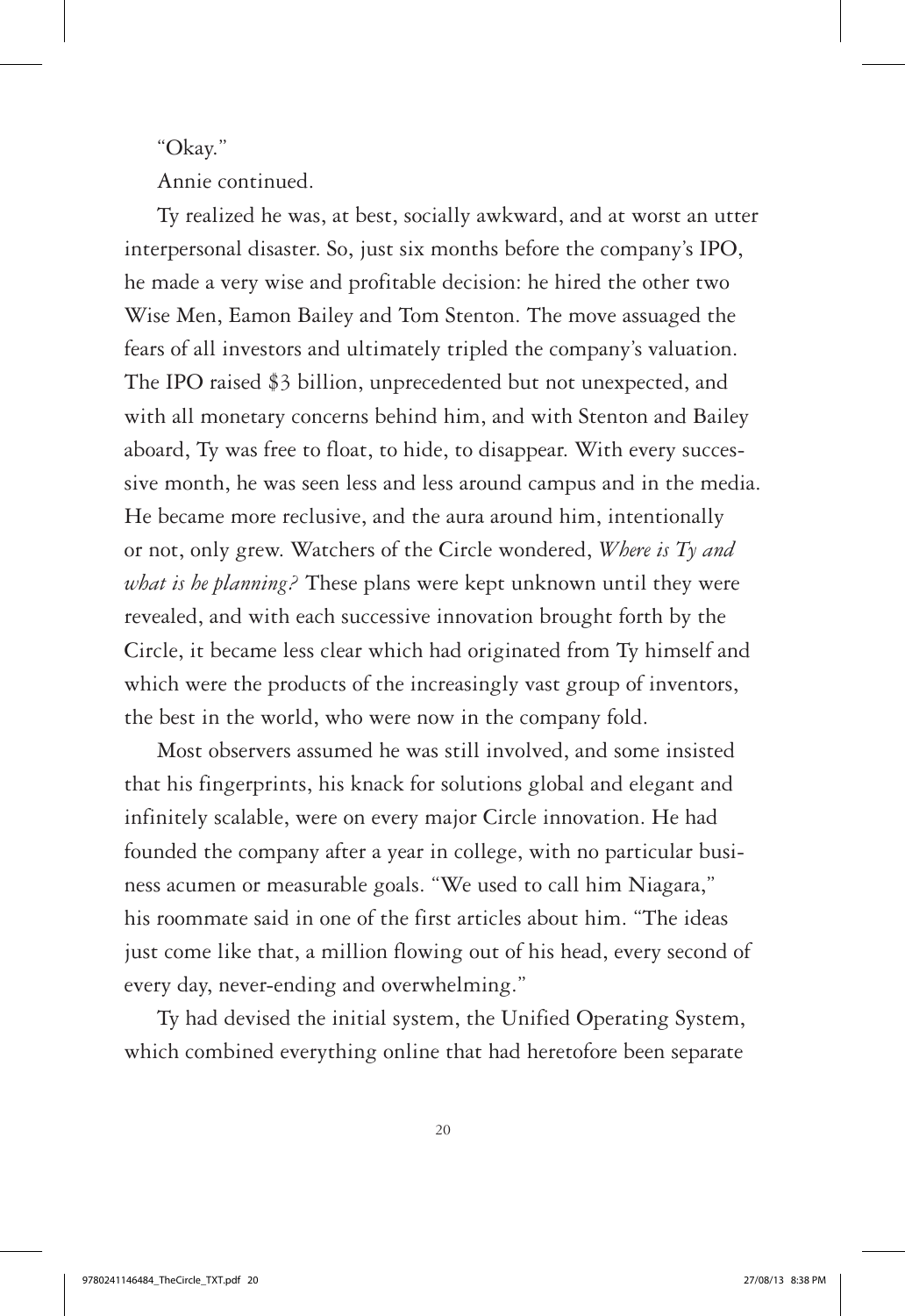"Okay."

Annie continued.

Ty realized he was, at best, socially awkward, and at worst an utter interpersonal disaster. So, just six months before the company's IPO, he made a very wise and profitable decision: he hired the other two Wise Men, Eamon Bailey and Tom Stenton. The move assuaged the fears of all investors and ultimately tripled the company's valuation. The IPO raised $3 billion, unprecedented but not unexpected, and with all monetary concerns behind him, and with Stenton and Bailey aboard, Ty was free to float, to hide, to disappear. With every successive month, he was seen less and less around campus and in the media. He became more reclusive, and the aura around him, intentionally or not, only grew. Watchers of the Circle wondered, *Where is Ty and what is he planning?* These plans were kept unknown until they were revealed, and with each successive innovation brought forth by the Circle, it became less clear which had originated from Ty himself and which were the products of the increasingly vast group of inventors, the best in the world, who were now in the company fold.

Most observers assumed he was still involved, and some insisted that his fingerprints, his knack for solutions global and elegant and infinitely scalable, were on every major Circle innovation. He had founded the company after a year in college, with no particular business acumen or measurable goals. "We used to call him Niagara," his roommate said in one of the first articles about him. "The ideas just come like that, a million flowing out of his head, every second of every day, never-ending and overwhelming."

Ty had devised the initial system, the Unified Operating System, which combined everything online that had heretofore been separate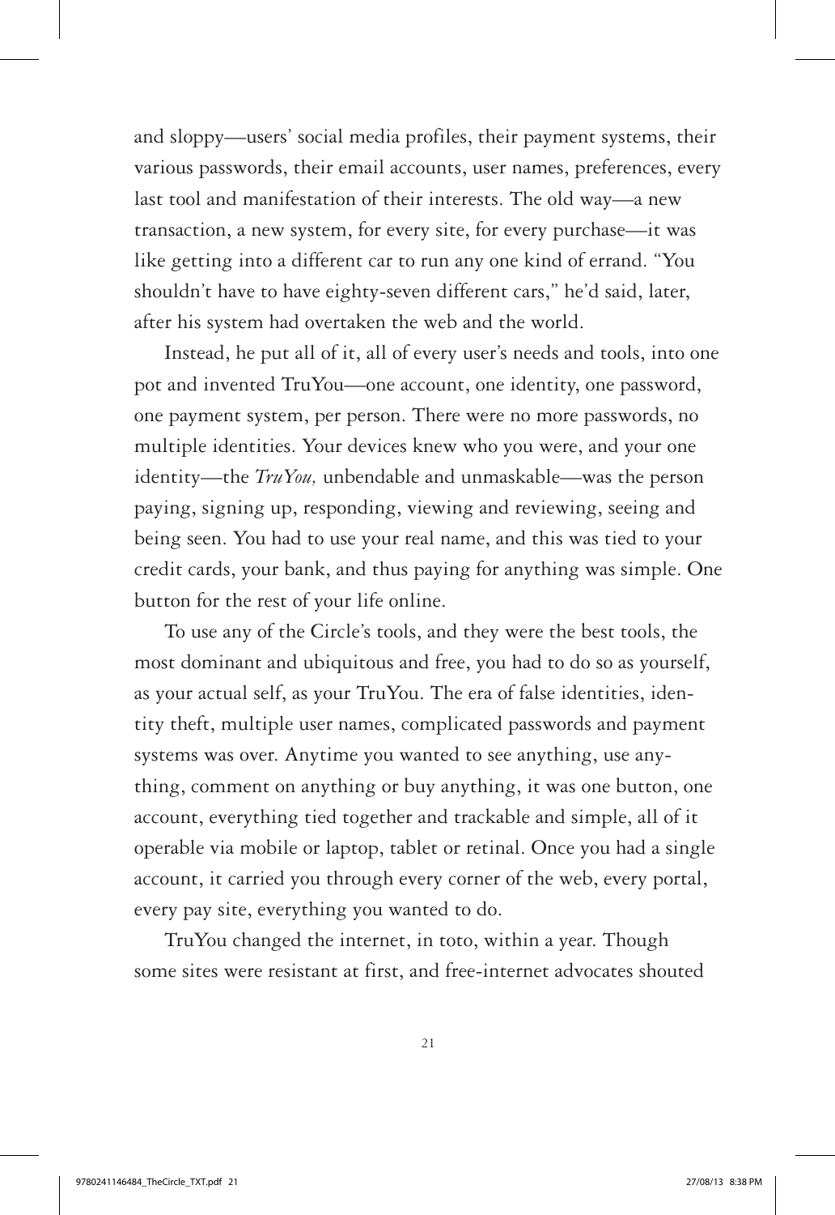and sloppy—users' social media profiles, their payment systems, their various passwords, their email accounts, user names, preferences, every last tool and manifestation of their interests. The old way—a new transaction, a new system, for every site, for every purchase—it was like getting into a different car to run any one kind of errand. "You shouldn't have to have eighty-seven different cars," he'd said, later, after his system had overtaken the web and the world.

Instead, he put all of it, all of every user's needs and tools, into one pot and invented TruYou—one account, one identity, one password, one payment system, per person. There were no more passwords, no multiple identities. Your devices knew who you were, and your one identity—the *TruYou,* unbendable and unmaskable—was the person paying, signing up, responding, viewing and reviewing, seeing and being seen. You had to use your real name, and this was tied to your credit cards, your bank, and thus paying for anything was simple. One button for the rest of your life online.

To use any of the Circle's tools, and they were the best tools, the most dominant and ubiquitous and free, you had to do so as yourself, as your actual self, as your TruYou. The era of false identities, identity theft, multiple user names, complicated passwords and payment systems was over. Anytime you wanted to see anything, use anything, comment on anything or buy anything, it was one button, one account, everything tied together and trackable and simple, all of it operable via mobile or laptop, tablet or retinal. Once you had a single account, it carried you through every corner of the web, every portal, every pay site, everything you wanted to do.

TruYou changed the internet, in toto, within a year. Though some sites were resistant at first, and free-internet advocates shouted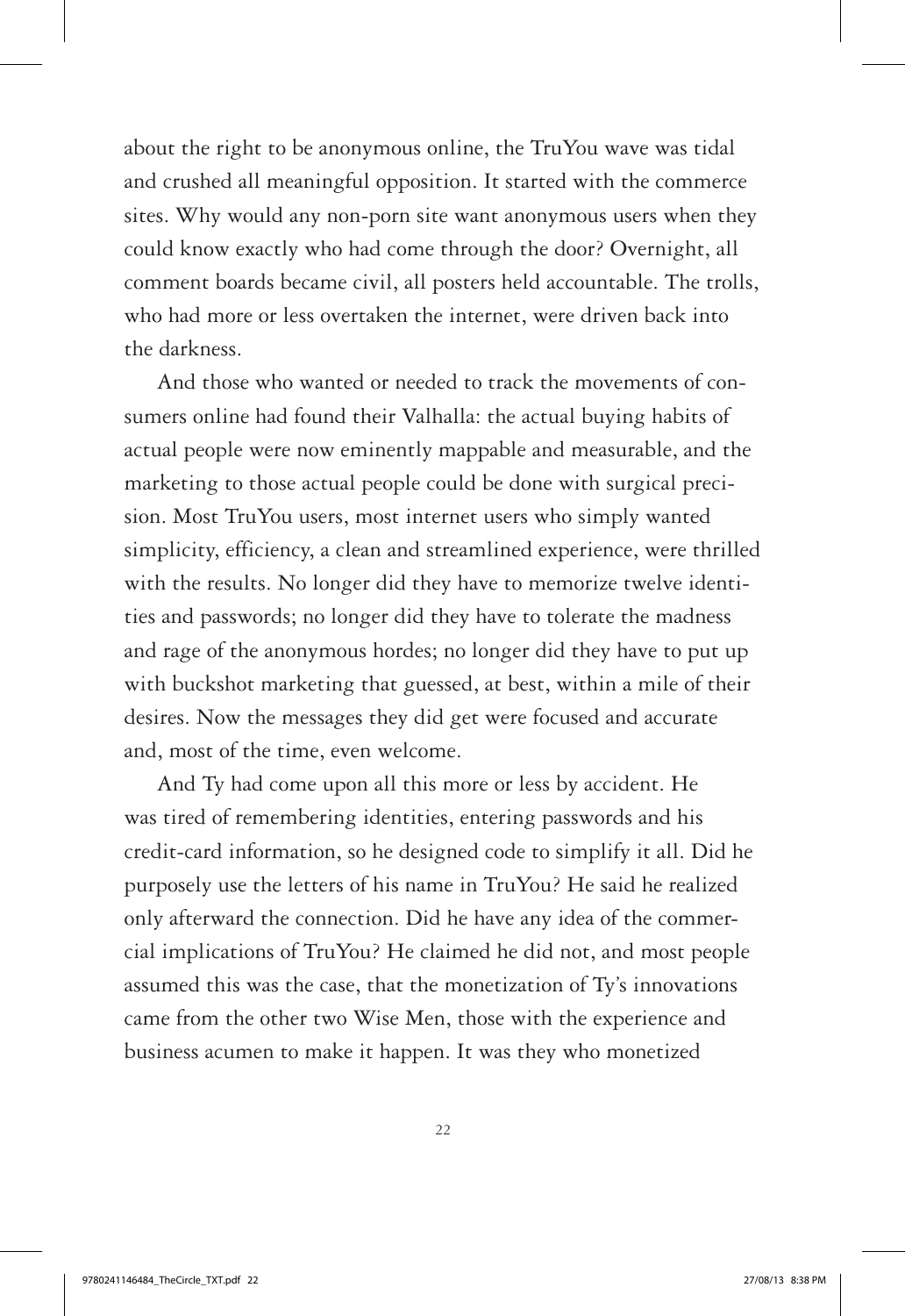about the right to be anonymous online, the TruYou wave was tidal and crushed all meaningful opposition. It started with the commerce sites. Why would any non-porn site want anonymous users when they could know exactly who had come through the door? Overnight, all comment boards became civil, all posters held accountable. The trolls, who had more or less overtaken the internet, were driven back into the darkness.

And those who wanted or needed to track the movements of consumers online had found their Valhalla: the actual buying habits of actual people were now eminently mappable and measurable, and the marketing to those actual people could be done with surgical precision. Most TruYou users, most internet users who simply wanted simplicity, efficiency, a clean and streamlined experience, were thrilled with the results. No longer did they have to memorize twelve identities and passwords; no longer did they have to tolerate the madness and rage of the anonymous hordes; no longer did they have to put up with buckshot marketing that guessed, at best, within a mile of their desires. Now the messages they did get were focused and accurate and, most of the time, even welcome.

And Ty had come upon all this more or less by accident. He was tired of remembering identities, entering passwords and his credit-card information, so he designed code to simplify it all. Did he purposely use the letters of his name in TruYou? He said he realized only afterward the connection. Did he have any idea of the commercial implications of TruYou? He claimed he did not, and most people assumed this was the case, that the monetization of Ty's innovations came from the other two Wise Men, those with the experience and business acumen to make it happen. It was they who monetized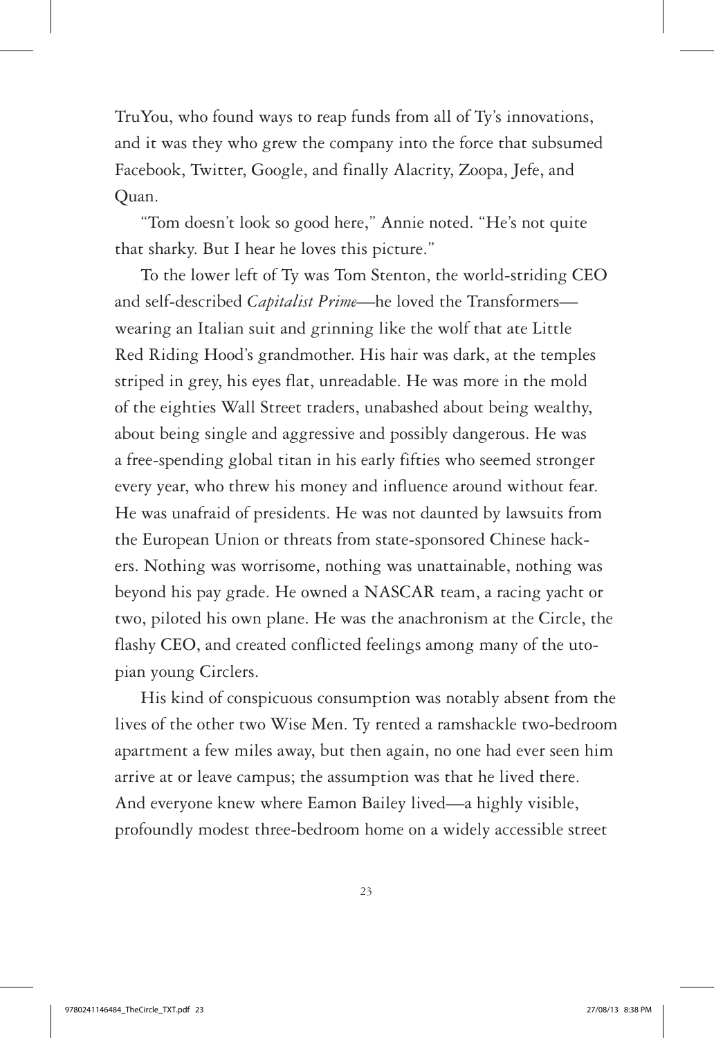TruYou, who found ways to reap funds from all of Ty's innovations, and it was they who grew the company into the force that subsumed Facebook, Twitter, Google, and finally Alacrity, Zoopa, Jefe, and Quan.

"Tom doesn't look so good here," Annie noted. "He's not quite that sharky. But I hear he loves this picture."

To the lower left of Ty was Tom Stenton, the world-striding CEO and self-described *Capitalist Prime*—he loved the Transformers—wearing an Italian suit and grinning like the wolf that ate Little Red Riding Hood's grandmother. His hair was dark, at the temples striped in grey, his eyes flat, unreadable. He was more in the mold of the eighties Wall Street traders, unabashed about being wealthy, about being single and aggressive and possibly dangerous. He was a free-spending global titan in his early fifties who seemed stronger every year, who threw his money and influence around without fear. He was unafraid of presidents. He was not daunted by lawsuits from the European Union or threats from state-sponsored Chinese hackers. Nothing was worrisome, nothing was unattainable, nothing was beyond his pay grade. He owned a NASCAR team, a racing yacht or two, piloted his own plane. He was the anachronism at the Circle, the flashy CEO, and created conflicted feelings among many of the utopian young Circlers.

His kind of conspicuous consumption was notably absent from the lives of the other two Wise Men. Ty rented a ramshackle two-bedroom apartment a few miles away, but then again, no one had ever seen him arrive at or leave campus; the assumption was that he lived there. And everyone knew where Eamon Bailey lived—a highly visible, profoundly modest three-bedroom home on a widely accessible street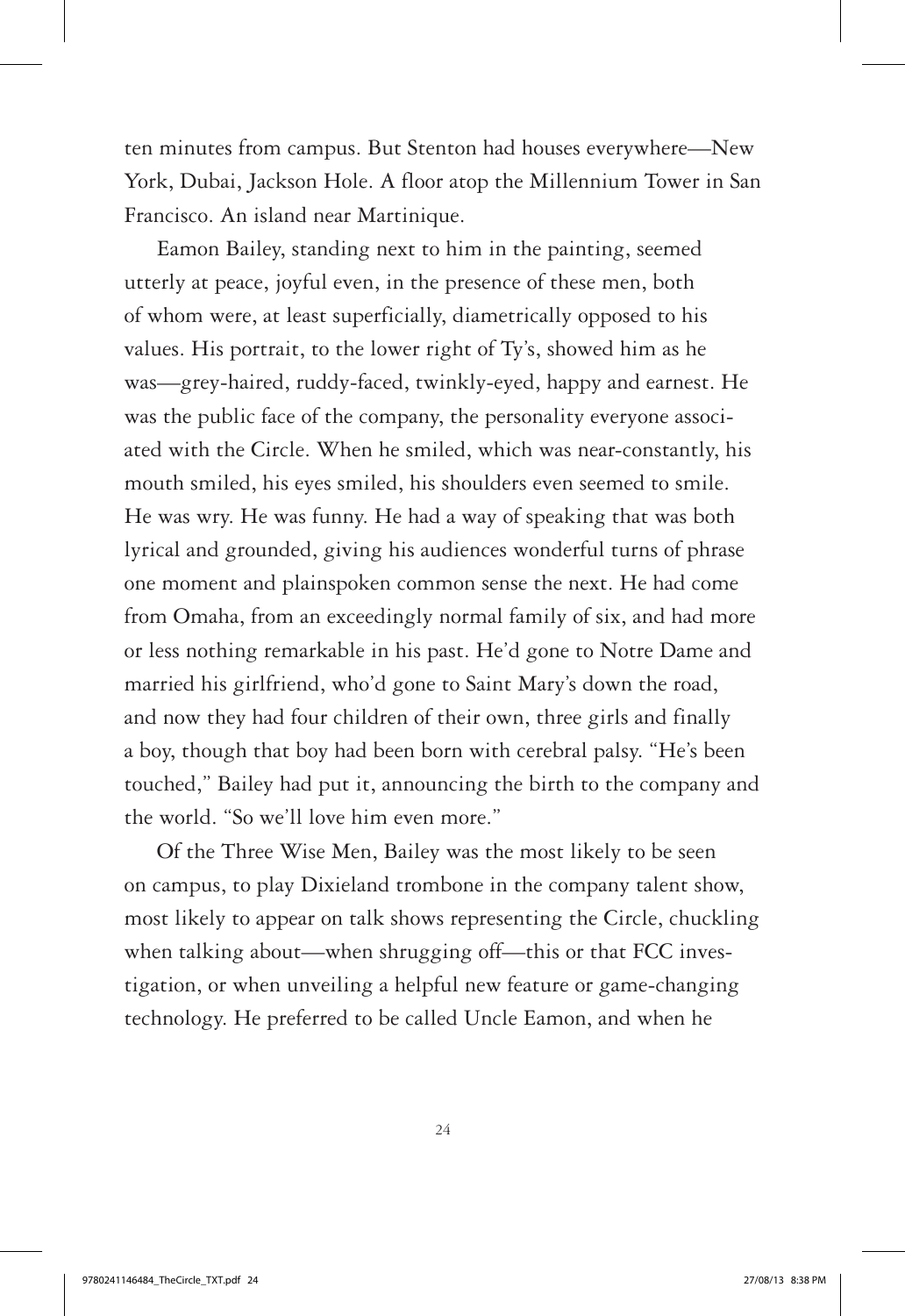ten minutes from campus. But Stenton had houses everywhere—New York, Dubai, Jackson Hole. A floor atop the Millennium Tower in San Francisco. An island near Martinique.

Eamon Bailey, standing next to him in the painting, seemed utterly at peace, joyful even, in the presence of these men, both of whom were, at least superficially, diametrically opposed to his values. His portrait, to the lower right of Ty's, showed him as he was—grey-haired, ruddy-faced, twinkly-eyed, happy and earnest. He was the public face of the company, the personality everyone associated with the Circle. When he smiled, which was near-constantly, his mouth smiled, his eyes smiled, his shoulders even seemed to smile. He was wry. He was funny. He had a way of speaking that was both lyrical and grounded, giving his audiences wonderful turns of phrase one moment and plainspoken common sense the next. He had come from Omaha, from an exceedingly normal family of six, and had more or less nothing remarkable in his past. He'd gone to Notre Dame and married his girlfriend, who'd gone to Saint Mary's down the road, and now they had four children of their own, three girls and finally a boy, though that boy had been born with cerebral palsy. "He's been touched," Bailey had put it, announcing the birth to the company and the world. "So we'll love him even more."

Of the Three Wise Men, Bailey was the most likely to be seen on campus, to play Dixieland trombone in the company talent show, most likely to appear on talk shows representing the Circle, chuckling when talking about—when shrugging off—this or that FCC investigation, or when unveiling a helpful new feature or game-changing technology. He preferred to be called Uncle Eamon, and when he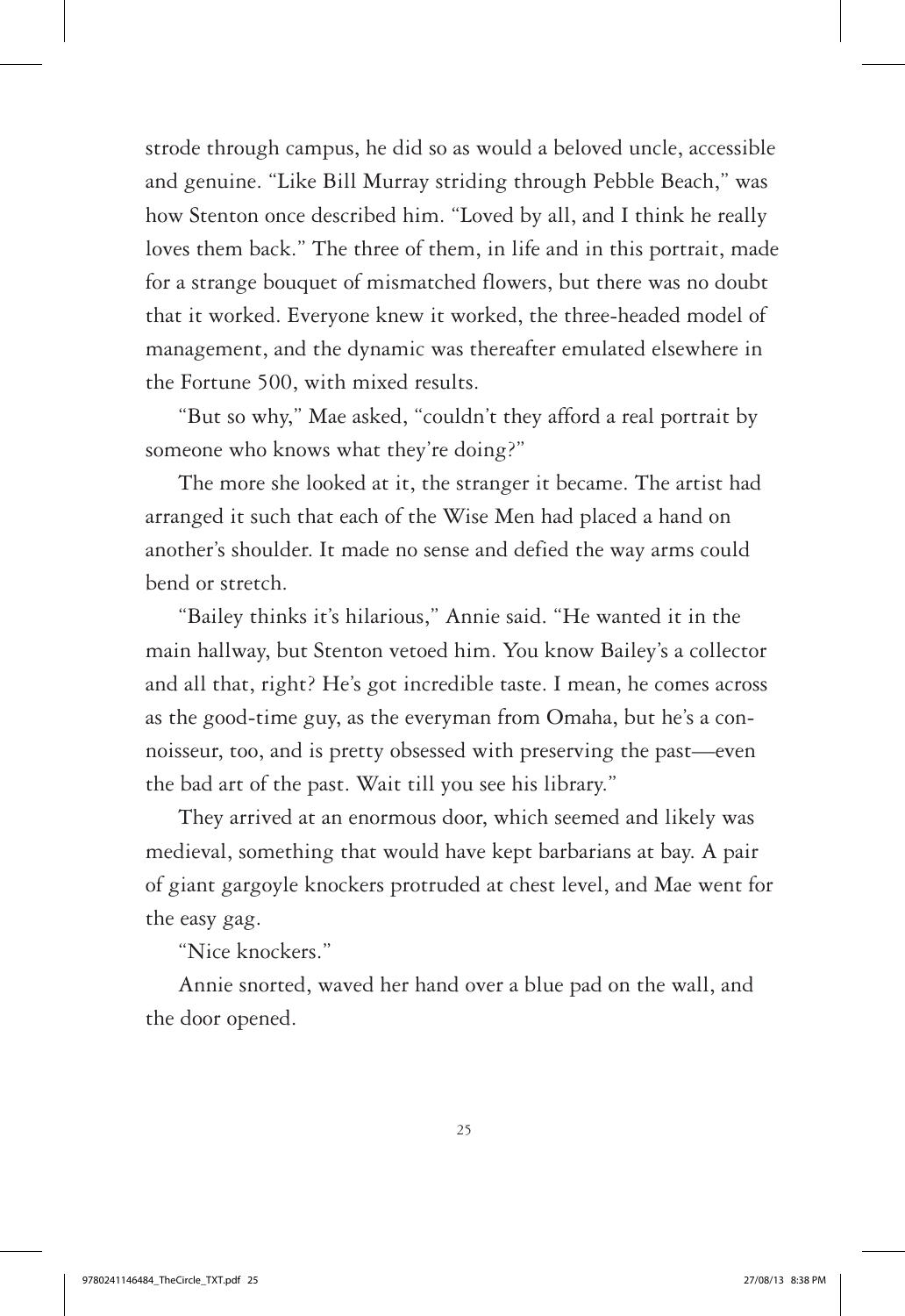strode through campus, he did so as would a beloved uncle, accessible and genuine. "Like Bill Murray striding through Pebble Beach," was how Stenton once described him. "Loved by all, and I think he really loves them back." The three of them, in life and in this portrait, made for a strange bouquet of mismatched flowers, but there was no doubt that it worked. Everyone knew it worked, the three-headed model of management, and the dynamic was thereafter emulated elsewhere in the Fortune 500, with mixed results.

"But so why," Mae asked, "couldn't they afford a real portrait by someone who knows what they're doing?"

The more she looked at it, the stranger it became. The artist had arranged it such that each of the Wise Men had placed a hand on another's shoulder. It made no sense and defied the way arms could bend or stretch.

"Bailey thinks it's hilarious," Annie said. "He wanted it in the main hallway, but Stenton vetoed him. You know Bailey's a collector and all that, right? He's got incredible taste. I mean, he comes across as the good-time guy, as the everyman from Omaha, but he's a connoisseur, too, and is pretty obsessed with preserving the past—even the bad art of the past. Wait till you see his library."

They arrived at an enormous door, which seemed and likely was medieval, something that would have kept barbarians at bay. A pair of giant gargoyle knockers protruded at chest level, and Mae went for the easy gag.

"Nice knockers."

Annie snorted, waved her hand over a blue pad on the wall, and the door opened.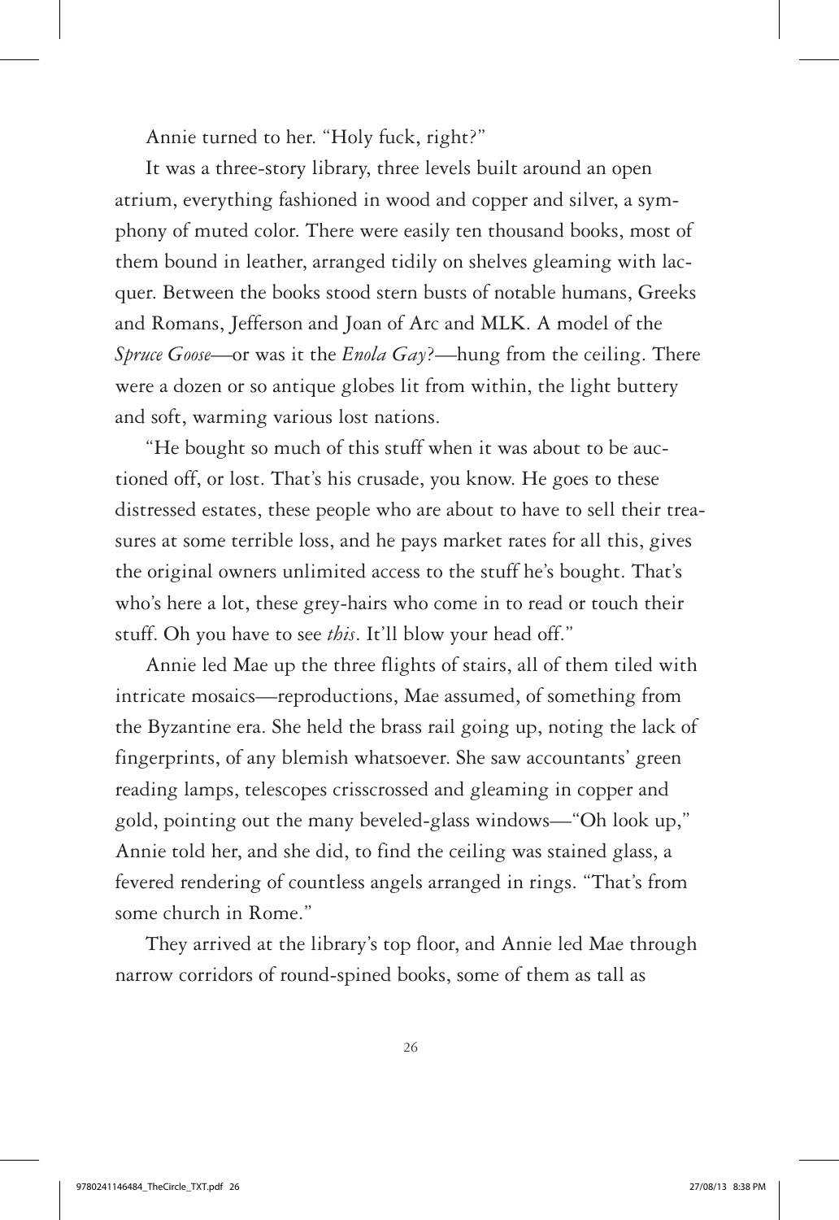Annie turned to her. "Holy fuck, right?"

It was a three-story library, three levels built around an open atrium, everything fashioned in wood and copper and silver, a symphony of muted color. There were easily ten thousand books, most of them bound in leather, arranged tidily on shelves gleaming with lacquer. Between the books stood stern busts of notable humans, Greeks and Romans, Jefferson and Joan of Arc and MLK. A model of the *Spruce Goose*—or was it the *Enola Gay*?—hung from the ceiling. There were a dozen or so antique globes lit from within, the light buttery and soft, warming various lost nations.

"He bought so much of this stuff when it was about to be auctioned off, or lost. That's his crusade, you know. He goes to these distressed estates, these people who are about to have to sell their treasures at some terrible loss, and he pays market rates for all this, gives the original owners unlimited access to the stuff he's bought. That's who's here a lot, these grey-hairs who come in to read or touch their stuff. Oh you have to see *this*. It'll blow your head off."

Annie led Mae up the three flights of stairs, all of them tiled with intricate mosaics—reproductions, Mae assumed, of something from the Byzantine era. She held the brass rail going up, noting the lack of fingerprints, of any blemish whatsoever. She saw accountants' green reading lamps, telescopes crisscrossed and gleaming in copper and gold, pointing out the many beveled-glass windows—"Oh look up," Annie told her, and she did, to find the ceiling was stained glass, a fevered rendering of countless angels arranged in rings. "That's from some church in Rome."

They arrived at the library's top floor, and Annie led Mae through narrow corridors of round-spined books, some of them as tall as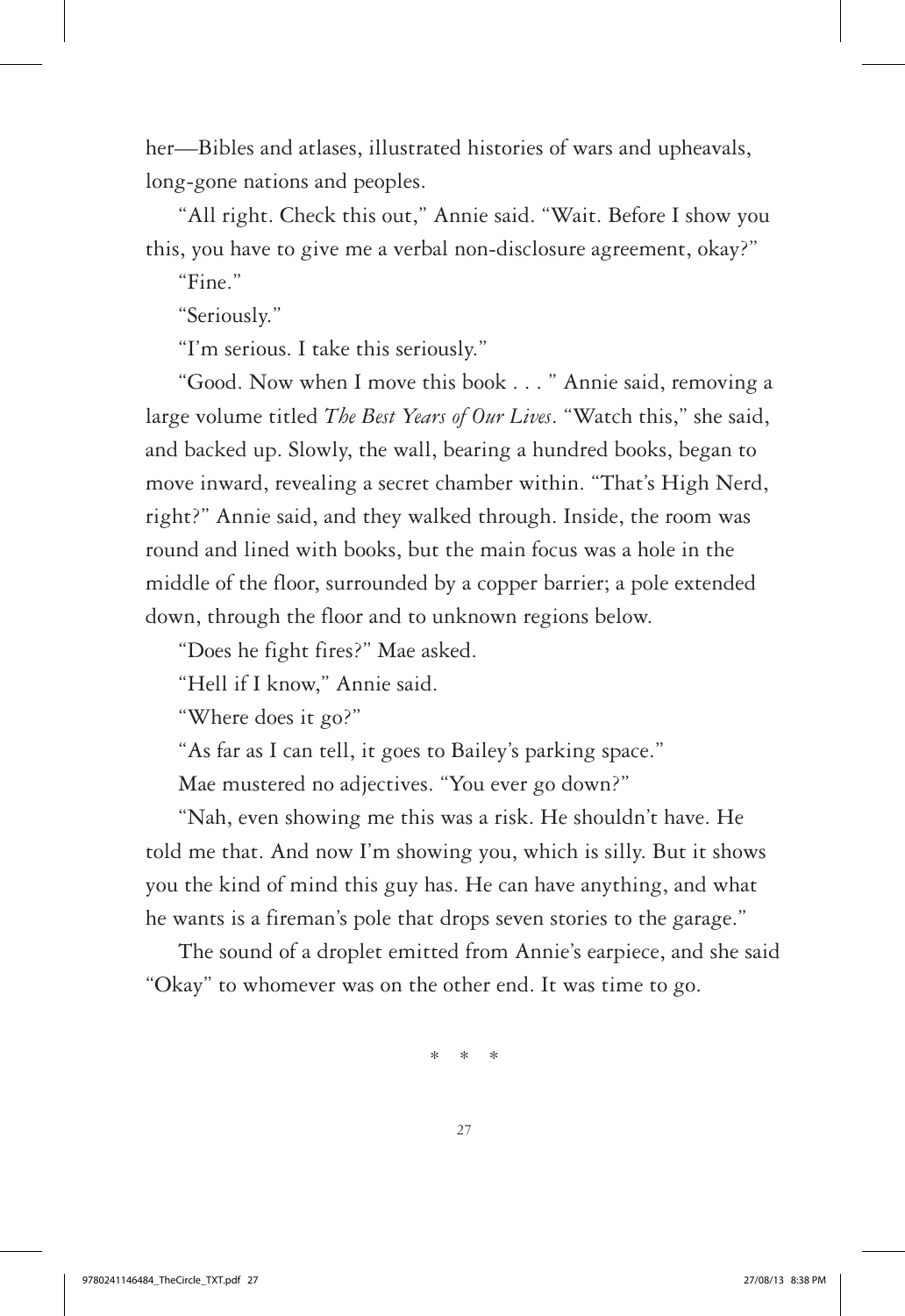her—Bibles and atlases, illustrated histories of wars and upheavals, long-gone nations and peoples.

"All right. Check this out," Annie said. "Wait. Before I show you this, you have to give me a verbal non-disclosure agreement, okay?"

"Fine."

"Seriously."

"I'm serious. I take this seriously."

"Good. Now when I move this book . . . " Annie said, removing a large volume titled *The Best Years of Our Lives*. "Watch this," she said, and backed up. Slowly, the wall, bearing a hundred books, began to move inward, revealing a secret chamber within. "That's High Nerd, right?" Annie said, and they walked through. Inside, the room was round and lined with books, but the main focus was a hole in the middle of the floor, surrounded by a copper barrier; a pole extended down, through the floor and to unknown regions below.

"Does he fight fires?" Mae asked.

"Hell if I know," Annie said.

"Where does it go?"

"As far as I can tell, it goes to Bailey's parking space."

Mae mustered no adjectives. "You ever go down?"

"Nah, even showing me this was a risk. He shouldn't have. He told me that. And now I'm showing you, which is silly. But it shows you the kind of mind this guy has. He can have anything, and what he wants is a fireman's pole that drops seven stories to the garage."

The sound of a droplet emitted from Annie's earpiece, and she said "Okay" to whomever was on the other end. It was time to go.

\* \* \*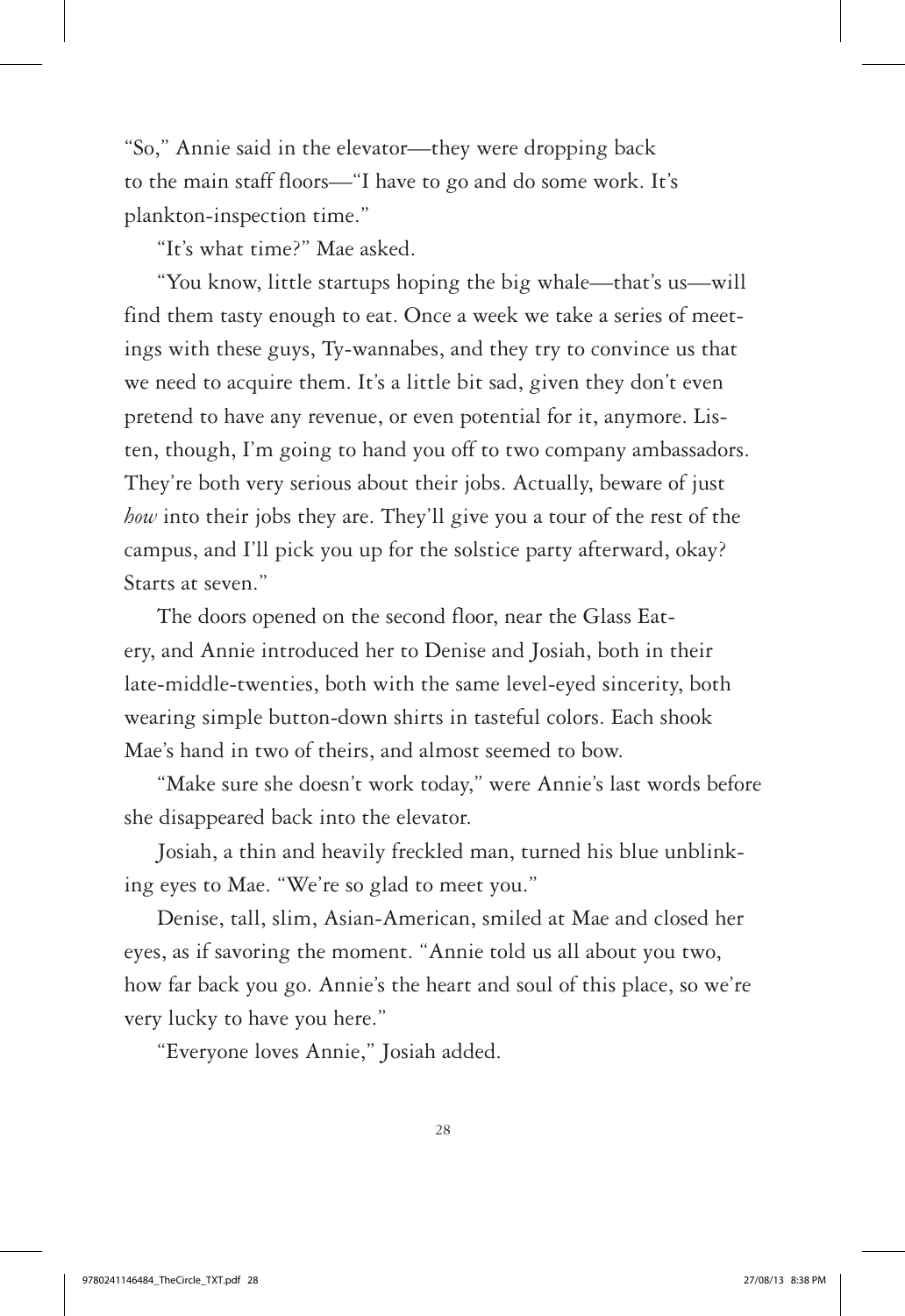"So," Annie said in the elevator—they were dropping back to the main staff floors—"I have to go and do some work. It's plankton-inspection time."

"It's what time?" Mae asked.

"You know, little startups hoping the big whale—that's us—will find them tasty enough to eat. Once a week we take a series of meetings with these guys, Ty-wannabes, and they try to convince us that we need to acquire them. It's a little bit sad, given they don't even pretend to have any revenue, or even potential for it, anymore. Listen, though, I'm going to hand you off to two company ambassadors. They're both very serious about their jobs. Actually, beware of just *how* into their jobs they are. They'll give you a tour of the rest of the campus, and I'll pick you up for the solstice party afterward, okay? Starts at seven."

The doors opened on the second floor, near the Glass Eatery, and Annie introduced her to Denise and Josiah, both in their late-middle-twenties, both with the same level-eyed sincerity, both wearing simple button-down shirts in tasteful colors. Each shook Mae's hand in two of theirs, and almost seemed to bow.

"Make sure she doesn't work today," were Annie's last words before she disappeared back into the elevator.

Josiah, a thin and heavily freckled man, turned his blue unblinking eyes to Mae. "We're so glad to meet you."

Denise, tall, slim, Asian-American, smiled at Mae and closed her eyes, as if savoring the moment. "Annie told us all about you two, how far back you go. Annie's the heart and soul of this place, so we're very lucky to have you here."

"Everyone loves Annie," Josiah added.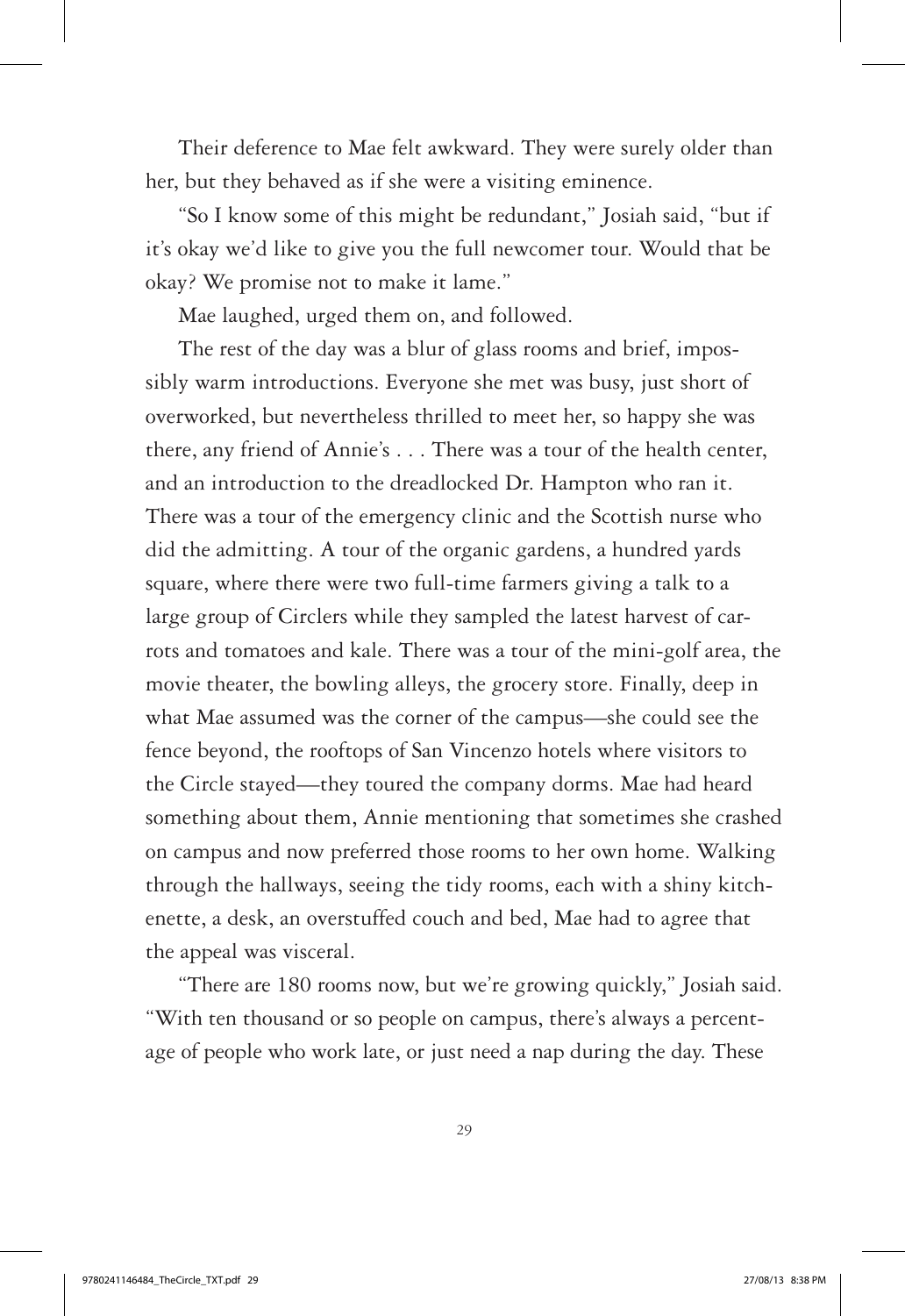Their deference to Mae felt awkward. They were surely older than her, but they behaved as if she were a visiting eminence.

"So I know some of this might be redundant," Josiah said, "but if it's okay we'd like to give you the full newcomer tour. Would that be okay? We promise not to make it lame."

Mae laughed, urged them on, and followed.

The rest of the day was a blur of glass rooms and brief, impossibly warm introductions. Everyone she met was busy, just short of overworked, but nevertheless thrilled to meet her, so happy she was there, any friend of Annie's . . . There was a tour of the health center, and an introduction to the dreadlocked Dr. Hampton who ran it. There was a tour of the emergency clinic and the Scottish nurse who did the admitting. A tour of the organic gardens, a hundred yards square, where there were two full-time farmers giving a talk to a large group of Circlers while they sampled the latest harvest of carrots and tomatoes and kale. There was a tour of the mini-golf area, the movie theater, the bowling alleys, the grocery store. Finally, deep in what Mae assumed was the corner of the campus—she could see the fence beyond, the rooftops of San Vincenzo hotels where visitors to the Circle stayed—they toured the company dorms. Mae had heard something about them, Annie mentioning that sometimes she crashed on campus and now preferred those rooms to her own home. Walking through the hallways, seeing the tidy rooms, each with a shiny kitchenette, a desk, an overstuffed couch and bed, Mae had to agree that the appeal was visceral.

"There are 180 rooms now, but we're growing quickly," Josiah said. "With ten thousand or so people on campus, there's always a percentage of people who work late, or just need a nap during the day. These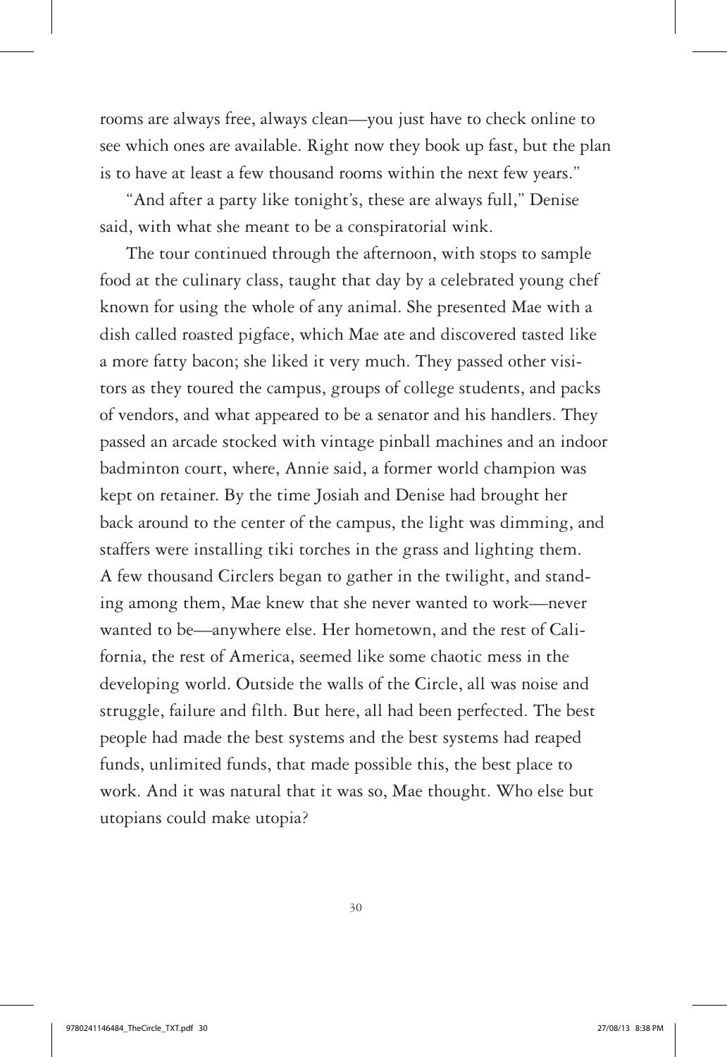rooms are always free, always clean—you just have to check online to see which ones are available. Right now they book up fast, but the plan is to have at least a few thousand rooms within the next few years."

"And after a party like tonight's, these are always full," Denise said, with what she meant to be a conspiratorial wink.

The tour continued through the afternoon, with stops to sample food at the culinary class, taught that day by a celebrated young chef known for using the whole of any animal. She presented Mae with a dish called roasted pigface, which Mae ate and discovered tasted like a more fatty bacon; she liked it very much. They passed other visitors as they toured the campus, groups of college students, and packs of vendors, and what appeared to be a senator and his handlers. They passed an arcade stocked with vintage pinball machines and an indoor badminton court, where, Annie said, a former world champion was kept on retainer. By the time Josiah and Denise had brought her back around to the center of the campus, the light was dimming, and staffers were installing tiki torches in the grass and lighting them. A few thousand Circlers began to gather in the twilight, and standing among them, Mae knew that she never wanted to work—never wanted to be—anywhere else. Her hometown, and the rest of California, the rest of America, seemed like some chaotic mess in the developing world. Outside the walls of the Circle, all was noise and struggle, failure and filth. But here, all had been perfected. The best people had made the best systems and the best systems had reaped funds, unlimited funds, that made possible this, the best place to work. And it was natural that it was so, Mae thought. Who else but utopians could make utopia?